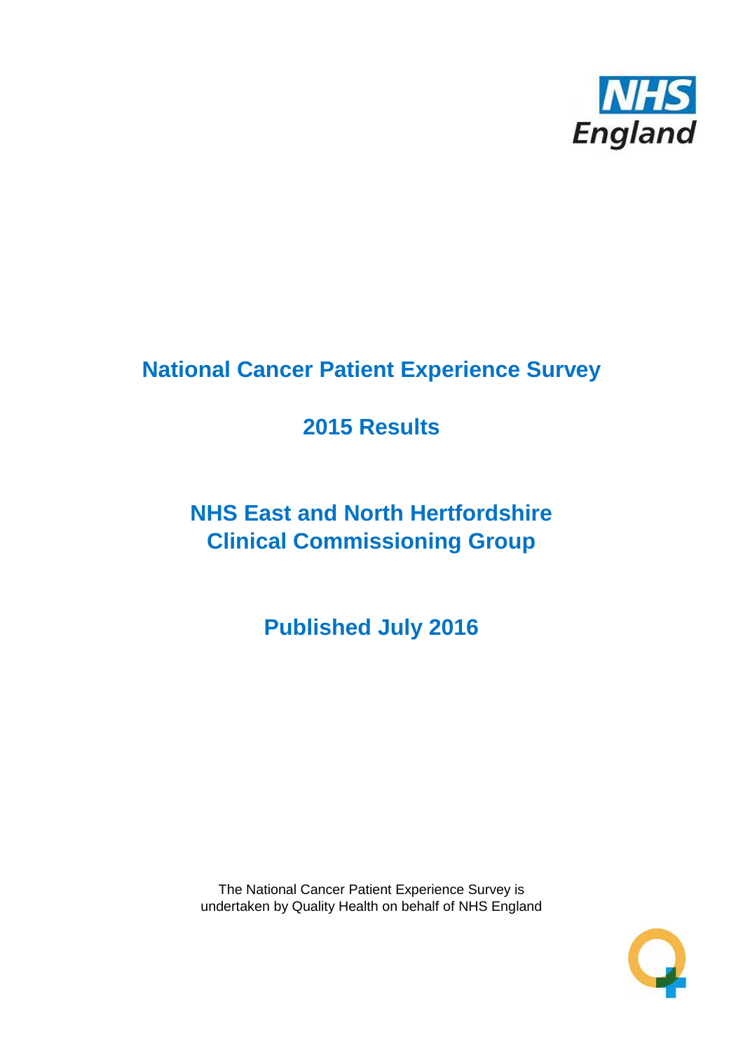# National Cancer Patient Experience Survey

## 2015 Results

## NHS East and North Hertfordshire Clinical Commissioning Group

## Published July 2016

The National Cancer Patient Experience Survey is undertaken by Quality Health on behalf of NHS England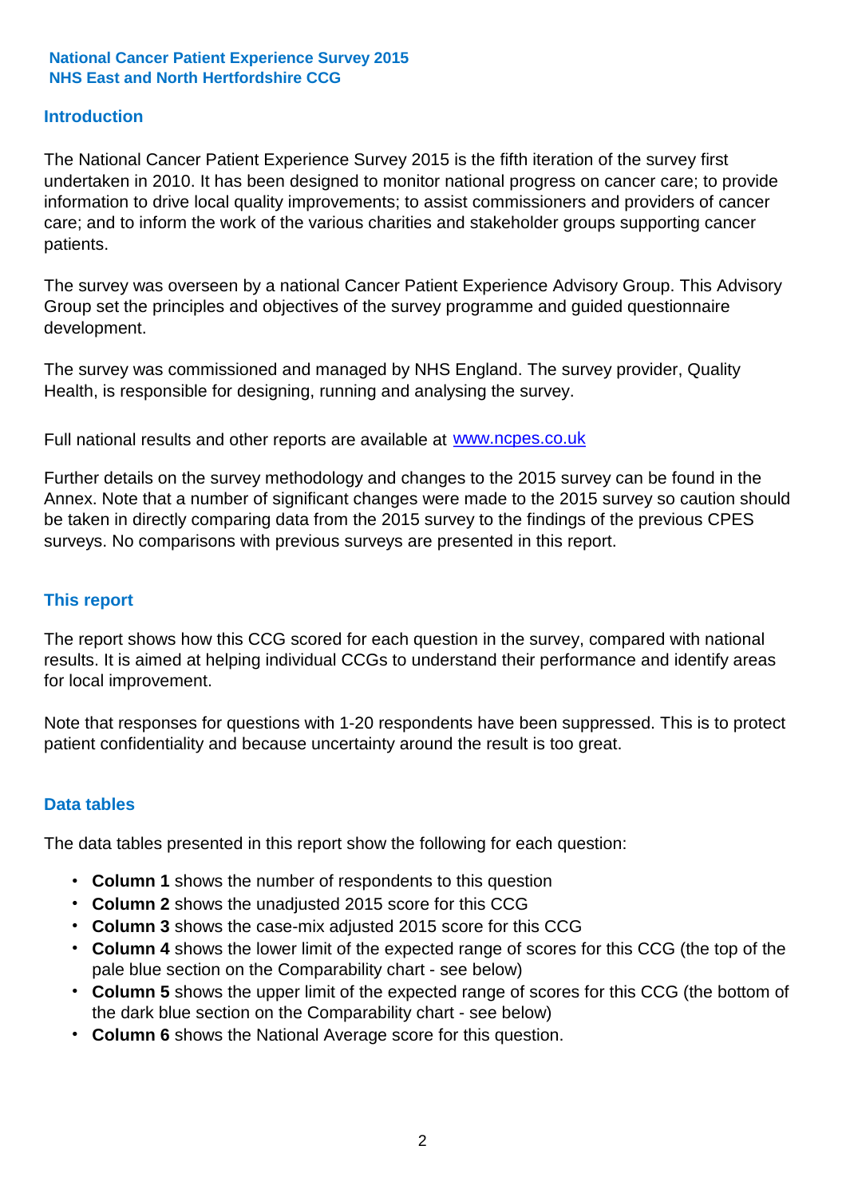**National Cancer Patient Experience Survey 2015**
**NHS East and North Hertfordshire CCG**

## Introduction

The National Cancer Patient Experience Survey 2015 is the fifth iteration of the survey first undertaken in 2010. It has been designed to monitor national progress on cancer care; to provide information to drive local quality improvements; to assist commissioners and providers of cancer care; and to inform the work of the various charities and stakeholder groups supporting cancer patients.

The survey was overseen by a national Cancer Patient Experience Advisory Group. This Advisory Group set the principles and objectives of the survey programme and guided questionnaire development.

The survey was commissioned and managed by NHS England. The survey provider, Quality Health, is responsible for designing, running and analysing the survey.

Full national results and other reports are available at [www.ncpes.co.uk](http://www.ncpes.co.uk)

Further details on the survey methodology and changes to the 2015 survey can be found in the Annex. Note that a number of significant changes were made to the 2015 survey so caution should be taken in directly comparing data from the 2015 survey to the findings of the previous CPES surveys. No comparisons with previous surveys are presented in this report.

## This report

The report shows how this CCG scored for each question in the survey, compared with national results. It is aimed at helping individual CCGs to understand their performance and identify areas for local improvement.

Note that responses for questions with 1-20 respondents have been suppressed. This is to protect patient confidentiality and because uncertainty around the result is too great.

## Data tables

The data tables presented in this report show the following for each question:

- **Column 1** shows the number of respondents to this question
- **Column 2** shows the unadjusted 2015 score for this CCG
- **Column 3** shows the case-mix adjusted 2015 score for this CCG
- **Column 4** shows the lower limit of the expected range of scores for this CCG (the top of the pale blue section on the Comparability chart - see below)
- **Column 5** shows the upper limit of the expected range of scores for this CCG (the bottom of the dark blue section on the Comparability chart - see below)
- **Column 6** shows the National Average score for this question.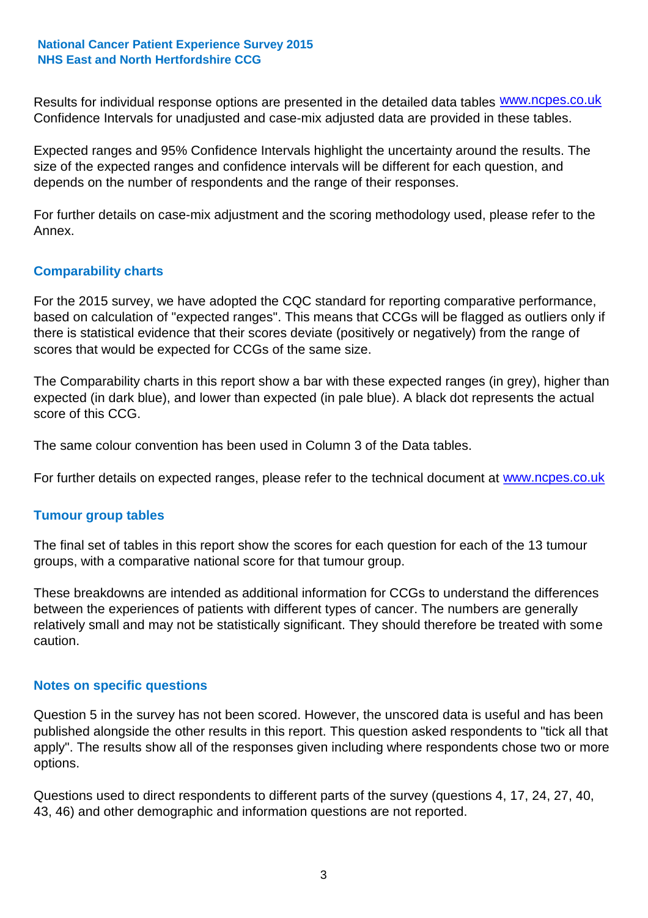Results for individual response options are presented in the detailed data tables www.ncpes.co.uk Confidence Intervals for unadjusted and case-mix adjusted data are provided in these tables.

Expected ranges and 95% Confidence Intervals highlight the uncertainty around the results. The size of the expected ranges and confidence intervals will be different for each question, and depends on the number of respondents and the range of their responses.

For further details on case-mix adjustment and the scoring methodology used, please refer to the Annex.

## Comparability charts

For the 2015 survey, we have adopted the CQC standard for reporting comparative performance, based on calculation of "expected ranges". This means that CCGs will be flagged as outliers only if there is statistical evidence that their scores deviate (positively or negatively) from the range of scores that would be expected for CCGs of the same size.

The Comparability charts in this report show a bar with these expected ranges (in grey), higher than expected (in dark blue), and lower than expected (in pale blue). A black dot represents the actual score of this CCG.

The same colour convention has been used in Column 3 of the Data tables.

For further details on expected ranges, please refer to the technical document at www.ncpes.co.uk

## Tumour group tables

The final set of tables in this report show the scores for each question for each of the 13 tumour groups, with a comparative national score for that tumour group.

These breakdowns are intended as additional information for CCGs to understand the differences between the experiences of patients with different types of cancer. The numbers are generally relatively small and may not be statistically significant. They should therefore be treated with some caution.

## Notes on specific questions

Question 5 in the survey has not been scored. However, the unscored data is useful and has been published alongside the other results in this report. This question asked respondents to "tick all that apply". The results show all of the responses given including where respondents chose two or more options.

Questions used to direct respondents to different parts of the survey (questions 4, 17, 24, 27, 40, 43, 46) and other demographic and information questions are not reported.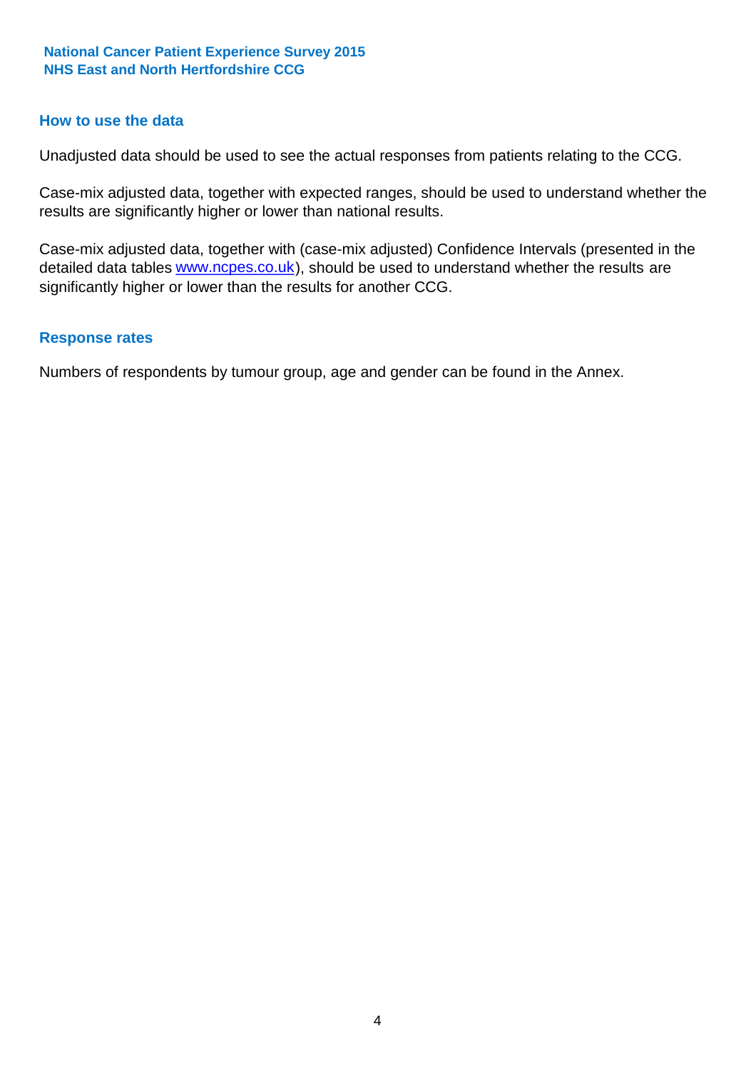## How to use the data

Unadjusted data should be used to see the actual responses from patients relating to the CCG.

Case-mix adjusted data, together with expected ranges, should be used to understand whether the results are significantly higher or lower than national results.

Case-mix adjusted data, together with (case-mix adjusted) Confidence Intervals (presented in the detailed data tables www.ncpes.co.uk), should be used to understand whether the results are significantly higher or lower than the results for another CCG.

## Response rates

Numbers of respondents by tumour group, age and gender can be found in the Annex.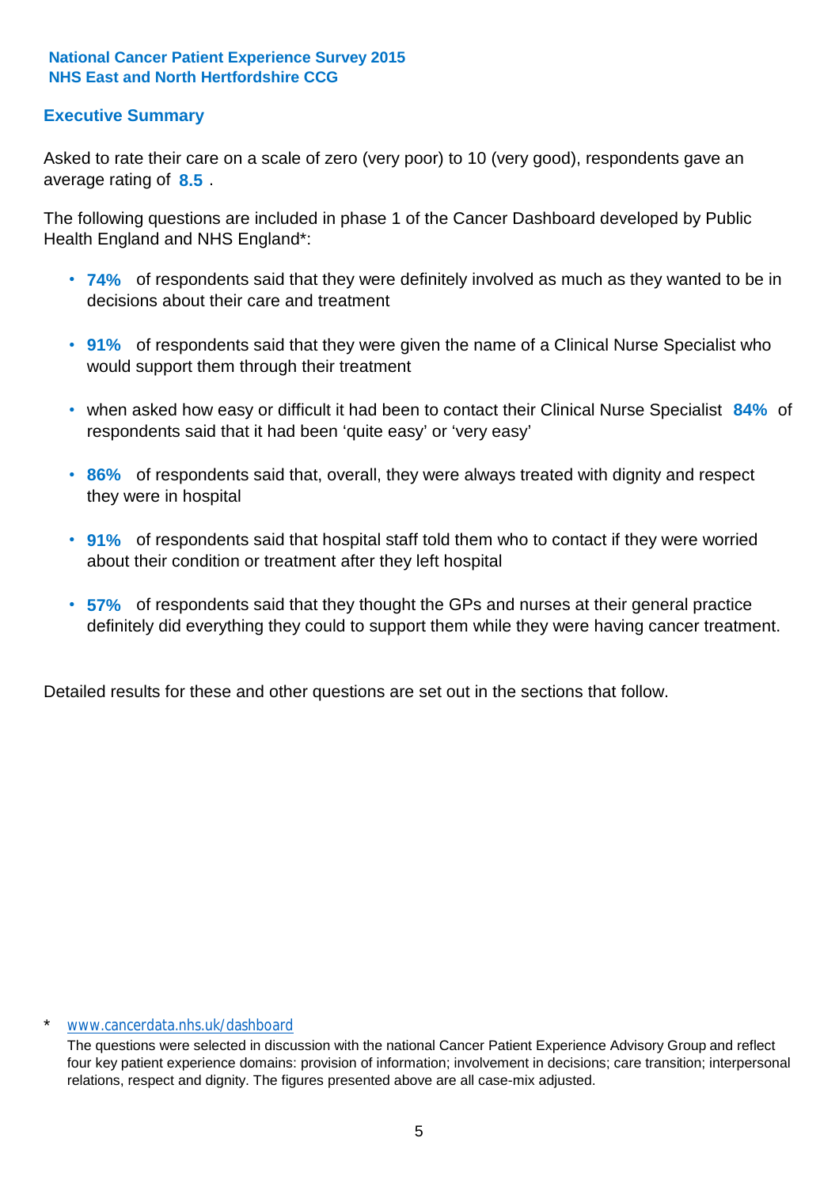National Cancer Patient Experience Survey 2015
NHS East and North Hertfordshire CCG

## Executive Summary

Asked to rate their care on a scale of zero (very poor) to 10 (very good), respondents gave an average rating of **8.5** .

The following questions are included in phase 1 of the Cancer Dashboard developed by Public Health England and NHS England*:

- **74%** of respondents said that they were definitely involved as much as they wanted to be in decisions about their care and treatment
- **91%** of respondents said that they were given the name of a Clinical Nurse Specialist who would support them through their treatment
- when asked how easy or difficult it had been to contact their Clinical Nurse Specialist **84%** of respondents said that it had been 'quite easy' or 'very easy'
- **86%** of respondents said that, overall, they were always treated with dignity and respect they were in hospital
- **91%** of respondents said that hospital staff told them who to contact if they were worried about their condition or treatment after they left hospital
- **57%** of respondents said that they thought the GPs and nurses at their general practice definitely did everything they could to support them while they were having cancer treatment.

Detailed results for these and other questions are set out in the sections that follow.

\* www.cancerdata.nhs.uk/dashboard

The questions were selected in discussion with the national Cancer Patient Experience Advisory Group and reflect four key patient experience domains: provision of information; involvement in decisions; care transition; interpersonal relations, respect and dignity. The figures presented above are all case-mix adjusted.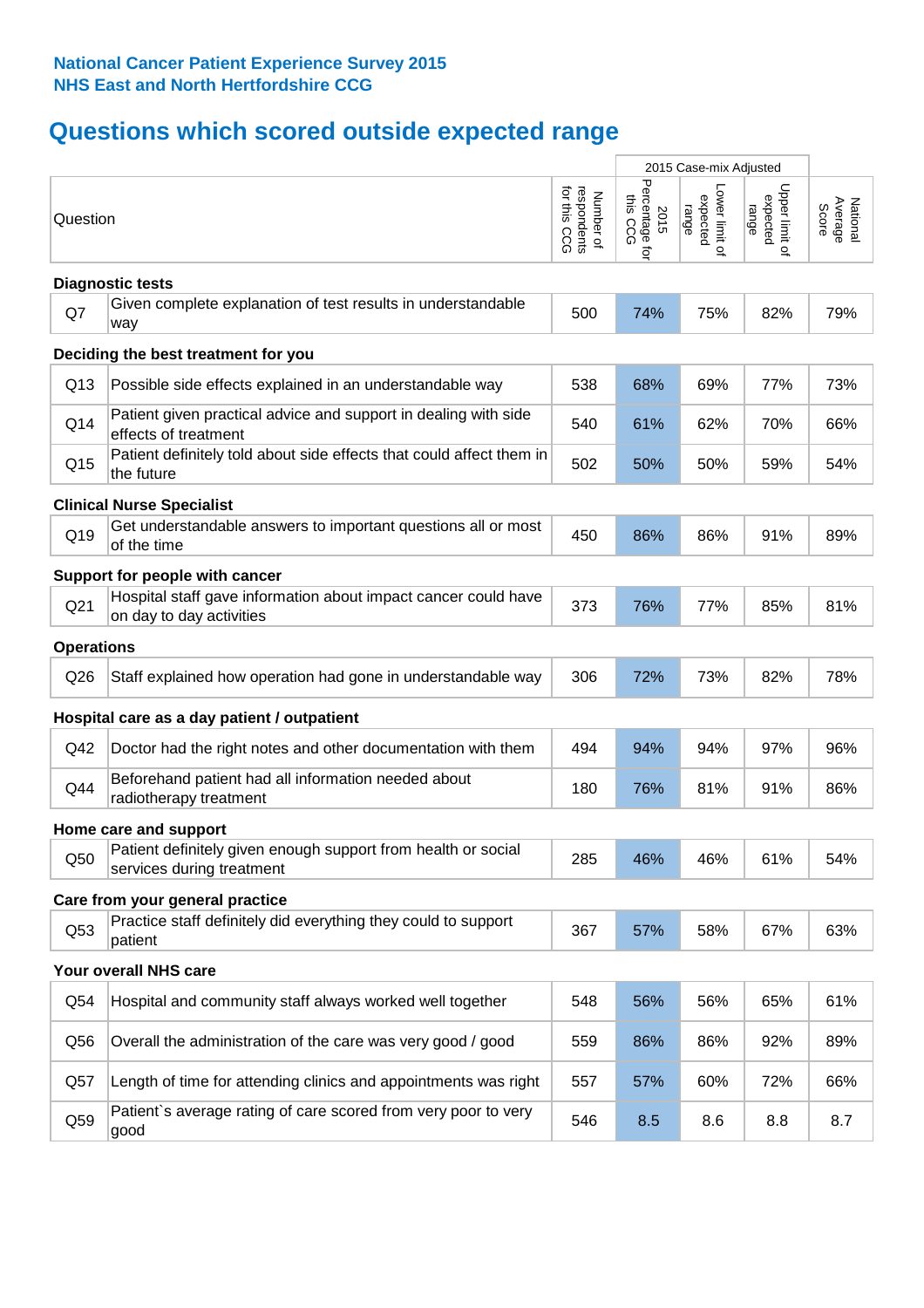**National Cancer Patient Experience Survey 2015**
**NHS East and North Hertfordshire CCG**

## Questions which scored outside expected range

| | Question | Number of respondents for this CCG | 2015 Case-mix Adjusted: 2015 Percentage for this CCG | 2015 Case-mix Adjusted: Lower limit of expected range | 2015 Case-mix Adjusted: Upper limit of expected range | National Average Score |
|---|---|---|---|---|---|---|
| **Diagnostic tests** | | | | | | |
| Q7 | Given complete explanation of test results in understandable way | 500 | 74% | 75% | 82% | 79% |
| **Deciding the best treatment for you** | | | | | | |
| Q13 | Possible side effects explained in an understandable way | 538 | 68% | 69% | 77% | 73% |
| Q14 | Patient given practical advice and support in dealing with side effects of treatment | 540 | 61% | 62% | 70% | 66% |
| Q15 | Patient definitely told about side effects that could affect them in the future | 502 | 50% | 50% | 59% | 54% |
| **Clinical Nurse Specialist** | | | | | | |
| Q19 | Get understandable answers to important questions all or most of the time | 450 | 86% | 86% | 91% | 89% |
| **Support for people with cancer** | | | | | | |
| Q21 | Hospital staff gave information about impact cancer could have on day to day activities | 373 | 76% | 77% | 85% | 81% |
| **Operations** | | | | | | |
| Q26 | Staff explained how operation had gone in understandable way | 306 | 72% | 73% | 82% | 78% |
| **Hospital care as a day patient / outpatient** | | | | | | |
| Q42 | Doctor had the right notes and other documentation with them | 494 | 94% | 94% | 97% | 96% |
| Q44 | Beforehand patient had all information needed about radiotherapy treatment | 180 | 76% | 81% | 91% | 86% |
| **Home care and support** | | | | | | |
| Q50 | Patient definitely given enough support from health or social services during treatment | 285 | 46% | 46% | 61% | 54% |
| **Care from your general practice** | | | | | | |
| Q53 | Practice staff definitely did everything they could to support patient | 367 | 57% | 58% | 67% | 63% |
| **Your overall NHS care** | | | | | | |
| Q54 | Hospital and community staff always worked well together | 548 | 56% | 56% | 65% | 61% |
| Q56 | Overall the administration of the care was very good / good | 559 | 86% | 86% | 92% | 89% |
| Q57 | Length of time for attending clinics and appointments was right | 557 | 57% | 60% | 72% | 66% |
| Q59 | Patient`s average rating of care scored from very poor to very good | 546 | 8.5 | 8.6 | 8.8 | 8.7 |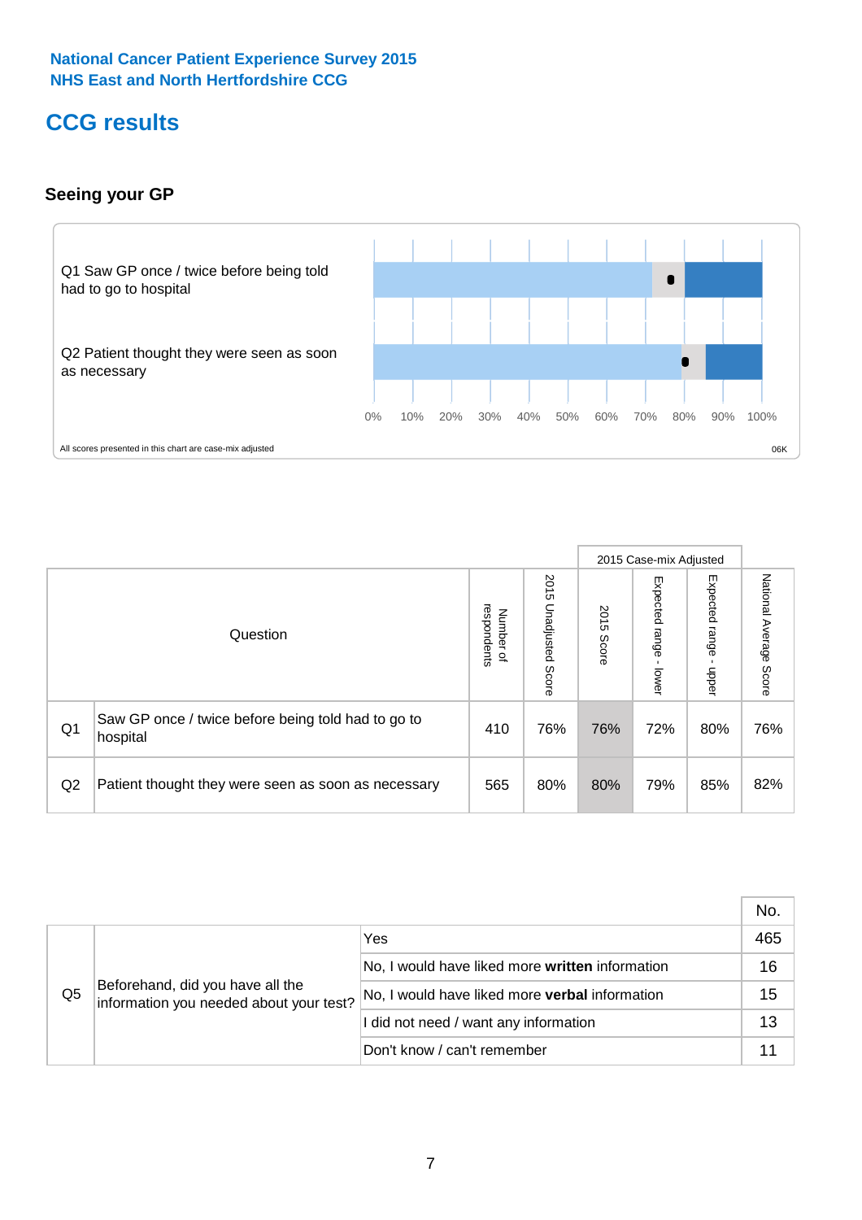National Cancer Patient Experience Survey 2015
NHS East and North Hertfordshire CCG

# CCG results

## Seeing your GP

Q1 Saw GP once / twice before being told had to go to hospital

Q2 Patient thought they were seen as soon as necessary

0% 10% 20% 30% 40% 50% 60% 70% 80% 90% 100%

All scores presented in this chart are case-mix adjusted

06K

| | Question | Number of respondents | 2015 Unadjusted Score | 2015 Case-mix Adjusted: 2015 Score | 2015 Case-mix Adjusted: Expected range - lower | 2015 Case-mix Adjusted: Expected range - upper | National Average Score |
|---|---|---|---|---|---|---|---|
| Q1 | Saw GP once / twice before being told had to go to hospital | 410 | 76% | 76% | 72% | 80% | 76% |
| Q2 | Patient thought they were seen as soon as necessary | 565 | 80% | 80% | 79% | 85% | 82% |

| | | | No. |
|---|---|---|---|
| Q5 | Beforehand, did you have all the information you needed about your test? | Yes | 465 |
| | | No, I would have liked more **written** information | 16 |
| | | No, I would have liked more **verbal** information | 15 |
| | | I did not need / want any information | 13 |
| | | Don't know / can't remember | 11 |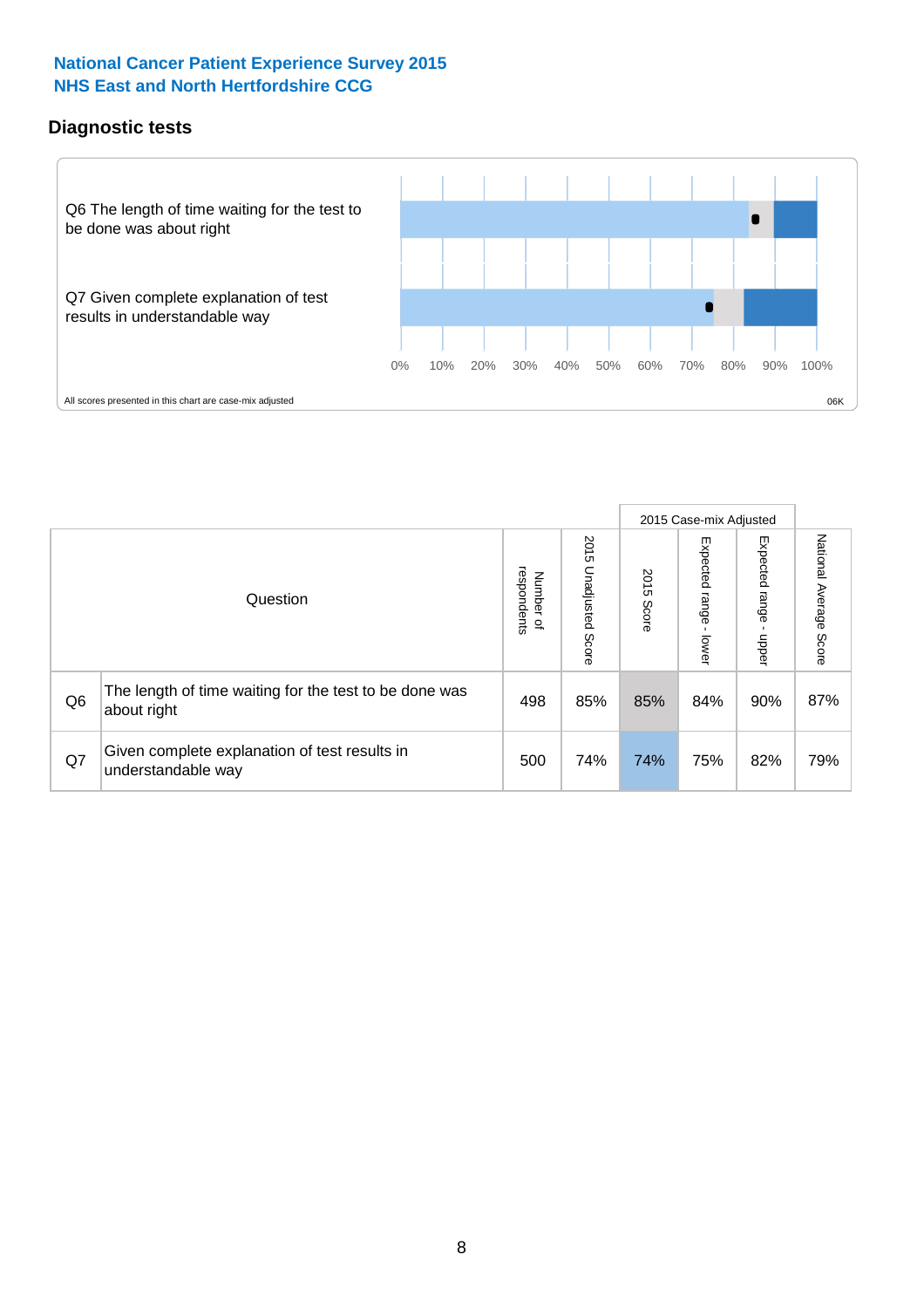## National Cancer Patient Experience Survey 2015
## NHS East and North Hertfordshire CCG

### Diagnostic tests

Q6 The length of time waiting for the test to be done was about right

Q7 Given complete explanation of test results in understandable way

0% 10% 20% 30% 40% 50% 60% 70% 80% 90% 100%

All scores presented in this chart are case-mix adjusted

06K

| | Question | Number of respondents | 2015 Unadjusted Score | 2015 Case-mix Adjusted: 2015 Score | 2015 Case-mix Adjusted: Expected range - lower | 2015 Case-mix Adjusted: Expected range - upper | National Average Score |
|---|---|---|---|---|---|---|---|
| Q6 | The length of time waiting for the test to be done was about right | 498 | 85% | 85% | 84% | 90% | 87% |
| Q7 | Given complete explanation of test results in understandable way | 500 | 74% | 74% | 75% | 82% | 79% |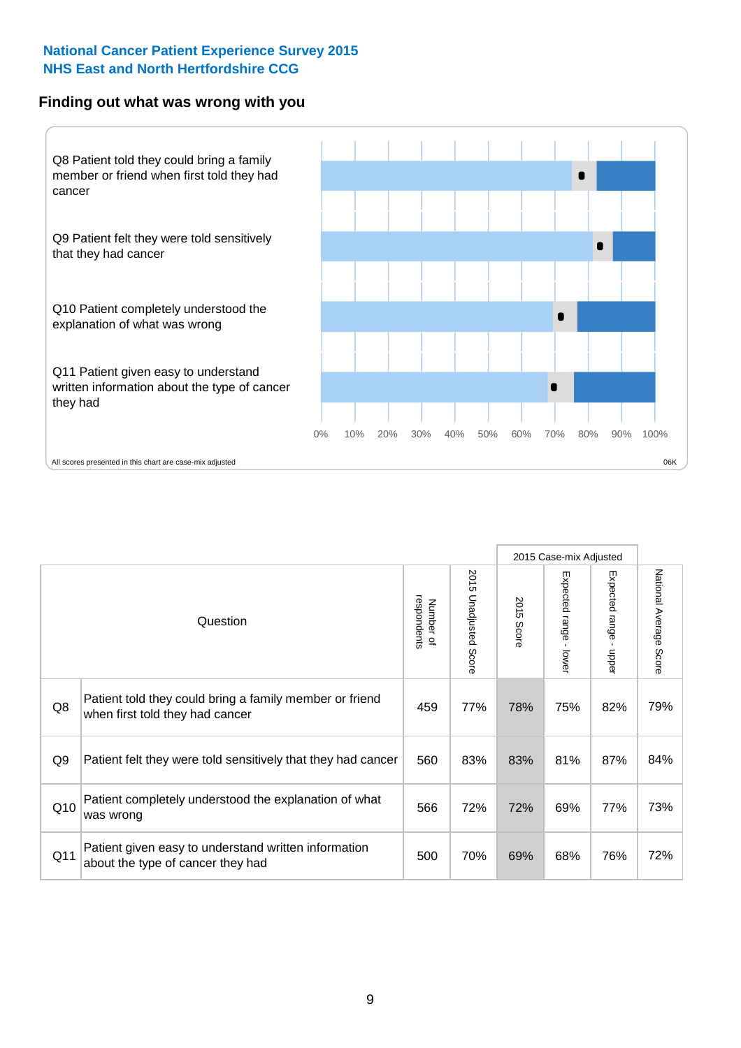**National Cancer Patient Experience Survey 2015**
**NHS East and North Hertfordshire CCG**

## Finding out what was wrong with you

Q8 Patient told they could bring a family member or friend when first told they had cancer

Q9 Patient felt they were told sensitively that they had cancer

Q10 Patient completely understood the explanation of what was wrong

Q11 Patient given easy to understand written information about the type of cancer they had

0% 10% 20% 30% 40% 50% 60% 70% 80% 90% 100%

All scores presented in this chart are case-mix adjusted

06K

| | Question | Number of respondents | 2015 Unadjusted Score | 2015 Case-mix Adjusted: 2015 Score | 2015 Case-mix Adjusted: Expected range - lower | 2015 Case-mix Adjusted: Expected range - upper | National Average Score |
|---|---|---|---|---|---|---|---|
| Q8 | Patient told they could bring a family member or friend when first told they had cancer | 459 | 77% | 78% | 75% | 82% | 79% |
| Q9 | Patient felt they were told sensitively that they had cancer | 560 | 83% | 83% | 81% | 87% | 84% |
| Q10 | Patient completely understood the explanation of what was wrong | 566 | 72% | 72% | 69% | 77% | 73% |
| Q11 | Patient given easy to understand written information about the type of cancer they had | 500 | 70% | 69% | 68% | 76% | 72% |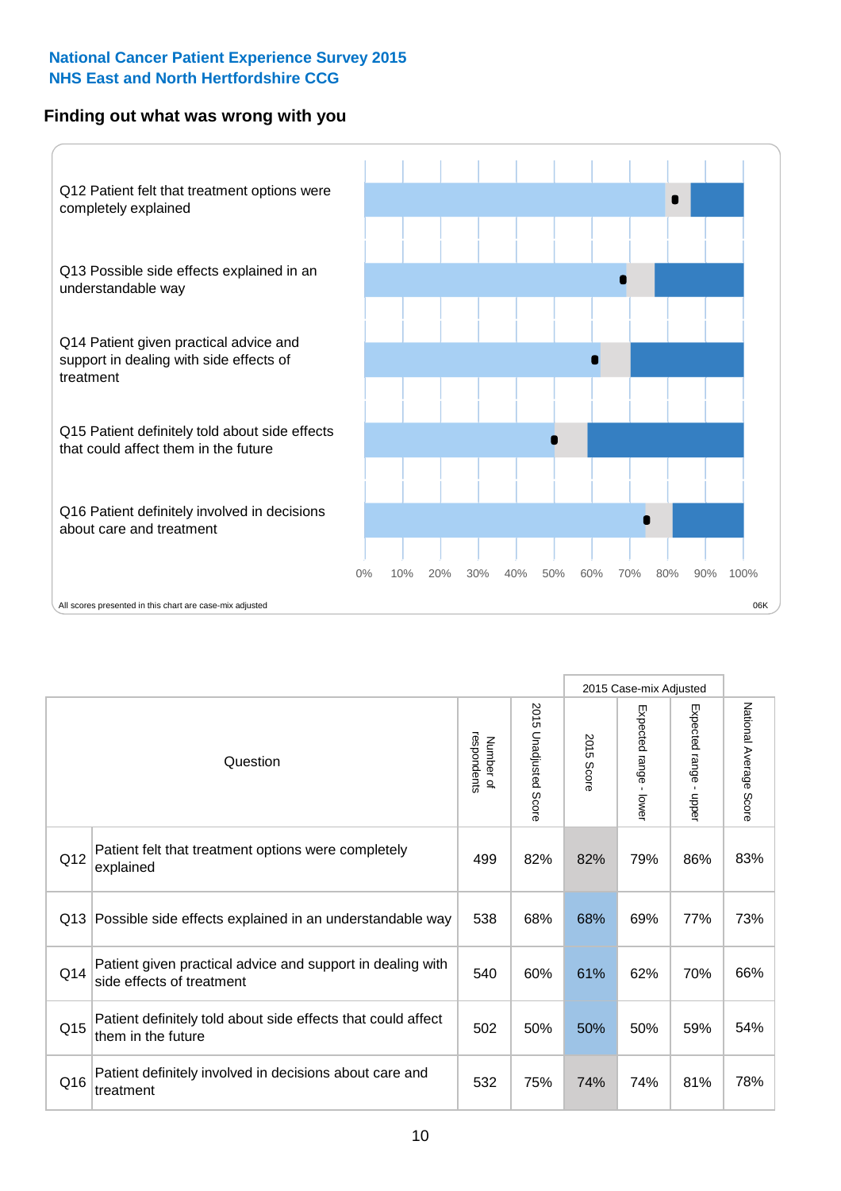National Cancer Patient Experience Survey 2015
NHS East and North Hertfordshire CCG

## Finding out what was wrong with you

Q12 Patient felt that treatment options were completely explained

Q13 Possible side effects explained in an understandable way

Q14 Patient given practical advice and support in dealing with side effects of treatment

Q15 Patient definitely told about side effects that could affect them in the future

Q16 Patient definitely involved in decisions about care and treatment

0% 10% 20% 30% 40% 50% 60% 70% 80% 90% 100%

All scores presented in this chart are case-mix adjusted

06K

| | Question | Number of respondents | 2015 Unadjusted Score | 2015 Case-mix Adjusted | | | National Average Score |
|---|---|---|---|---|---|---|---|
| | | | | 2015 Score | Expected range - lower | Expected range - upper | |
| Q12 | Patient felt that treatment options were completely explained | 499 | 82% | 82% | 79% | 86% | 83% |
| Q13 | Possible side effects explained in an understandable way | 538 | 68% | 68% | 69% | 77% | 73% |
| Q14 | Patient given practical advice and support in dealing with side effects of treatment | 540 | 60% | 61% | 62% | 70% | 66% |
| Q15 | Patient definitely told about side effects that could affect them in the future | 502 | 50% | 50% | 50% | 59% | 54% |
| Q16 | Patient definitely involved in decisions about care and treatment | 532 | 75% | 74% | 74% | 81% | 78% |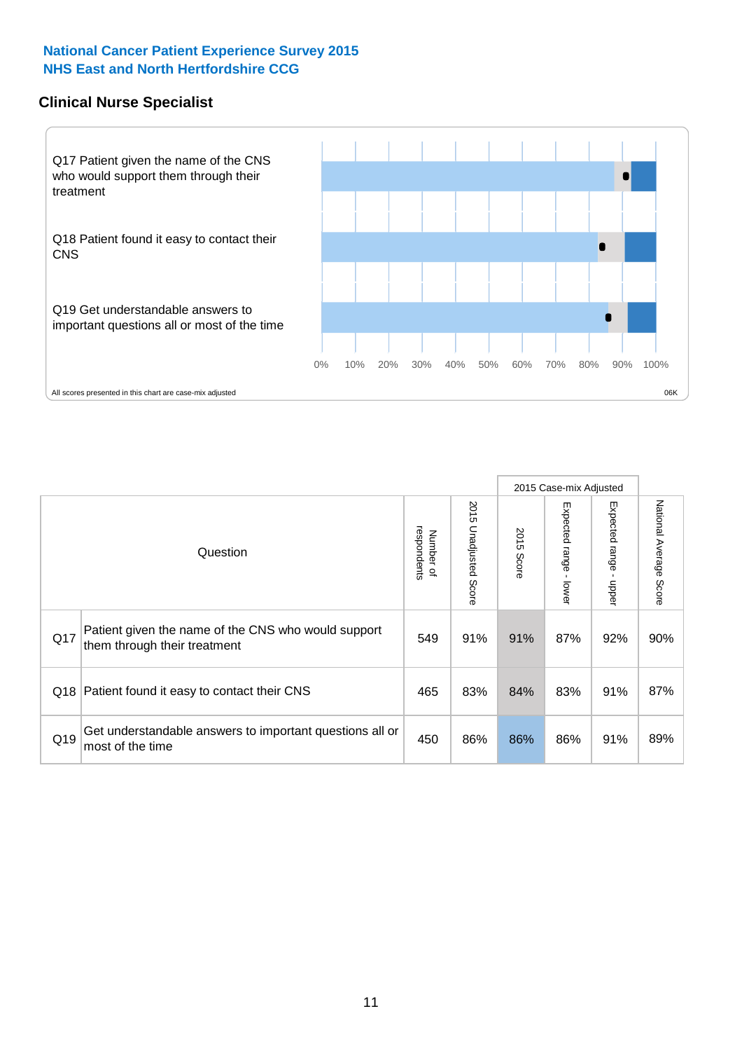**National Cancer Patient Experience Survey 2015**
**NHS East and North Hertfordshire CCG**

## Clinical Nurse Specialist

Q17 Patient given the name of the CNS who would support them through their treatment

Q18 Patient found it easy to contact their CNS

Q19 Get understandable answers to important questions all or most of the time

0% 10% 20% 30% 40% 50% 60% 70% 80% 90% 100%

All scores presented in this chart are case-mix adjusted

06K

| | Question | Number of respondents | 2015 Unadjusted Score | 2015 Case-mix Adjusted: 2015 Score | 2015 Case-mix Adjusted: Expected range - lower | 2015 Case-mix Adjusted: Expected range - upper | National Average Score |
|---|---|---|---|---|---|---|---|
| Q17 | Patient given the name of the CNS who would support them through their treatment | 549 | 91% | 91% | 87% | 92% | 90% |
| Q18 | Patient found it easy to contact their CNS | 465 | 83% | 84% | 83% | 91% | 87% |
| Q19 | Get understandable answers to important questions all or most of the time | 450 | 86% | 86% | 86% | 91% | 89% |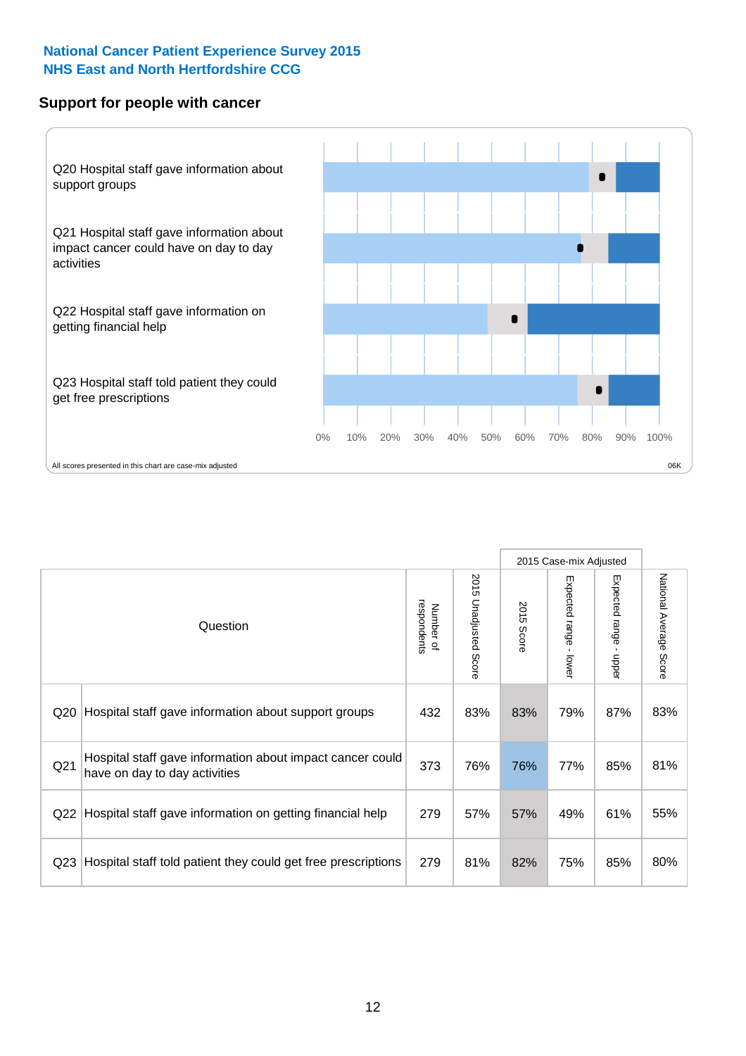**National Cancer Patient Experience Survey 2015**
**NHS East and North Hertfordshire CCG**

## Support for people with cancer

Q20 Hospital staff gave information about support groups

Q21 Hospital staff gave information about impact cancer could have on day to day activities

Q22 Hospital staff gave information on getting financial help

Q23 Hospital staff told patient they could get free prescriptions

0% 10% 20% 30% 40% 50% 60% 70% 80% 90% 100%

All scores presented in this chart are case-mix adjusted

06K

| Question | | Number of respondents | 2015 Unadjusted Score | 2015 Case-mix Adjusted | | | National Average Score |
|---|---|---|---|---|---|---|---|
| | | | | 2015 Score | Expected range - lower | Expected range - upper | |
| Q20 | Hospital staff gave information about support groups | 432 | 83% | 83% | 79% | 87% | 83% |
| Q21 | Hospital staff gave information about impact cancer could have on day to day activities | 373 | 76% | 76% | 77% | 85% | 81% |
| Q22 | Hospital staff gave information on getting financial help | 279 | 57% | 57% | 49% | 61% | 55% |
| Q23 | Hospital staff told patient they could get free prescriptions | 279 | 81% | 82% | 75% | 85% | 80% |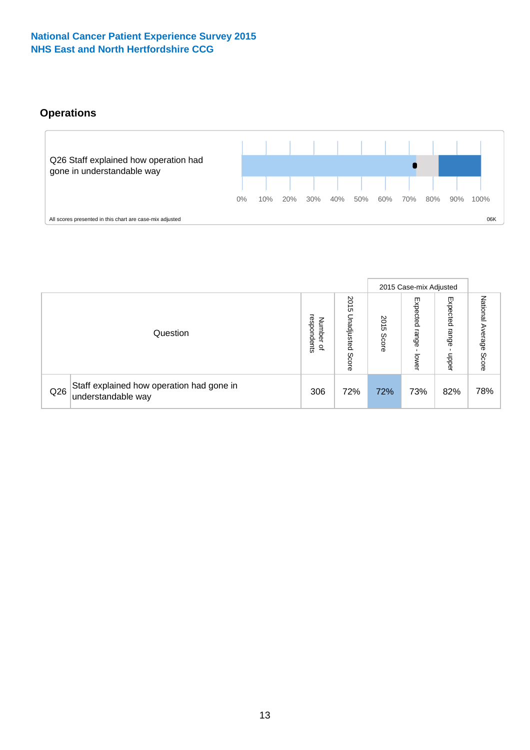National Cancer Patient Experience Survey 2015
NHS East and North Hertfordshire CCG

## Operations

Q26 Staff explained how operation had gone in understandable way

0% 10% 20% 30% 40% 50% 60% 70% 80% 90% 100%

All scores presented in this chart are case-mix adjusted

06K

| | Question | Number of respondents | 2015 Unadjusted Score | 2015 Case-mix Adjusted | | | National Average Score |
|---|---|---|---|---|---|---|---|
| | | | | 2015 Score | Expected range - lower | Expected range - upper | |
| Q26 | Staff explained how operation had gone in understandable way | 306 | 72% | 72% | 73% | 82% | 78% |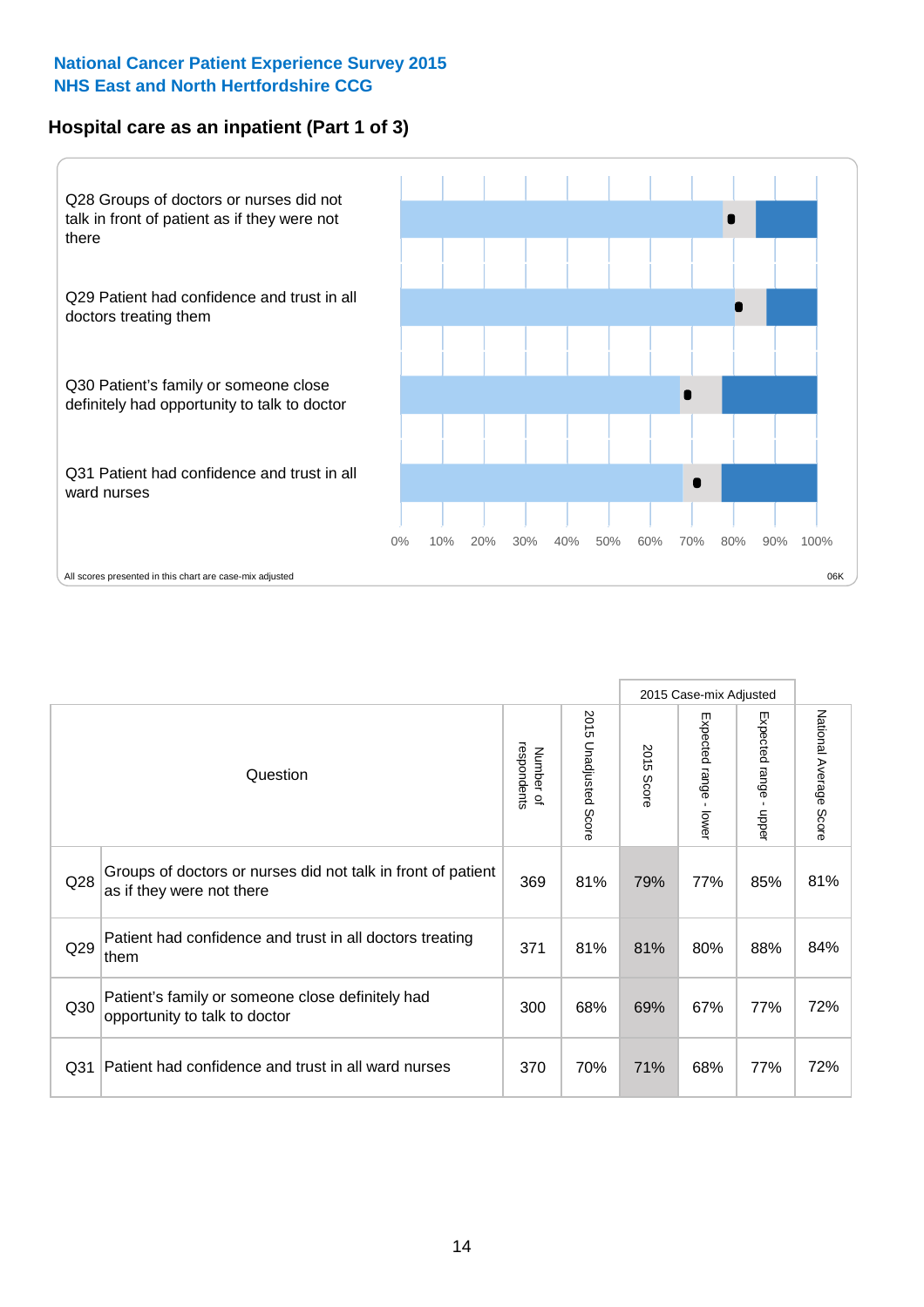**National Cancer Patient Experience Survey 2015**
**NHS East and North Hertfordshire CCG**

## Hospital care as an inpatient (Part 1 of 3)

Q28 Groups of doctors or nurses did not talk in front of patient as if they were not there

Q29 Patient had confidence and trust in all doctors treating them

Q30 Patient's family or someone close definitely had opportunity to talk to doctor

Q31 Patient had confidence and trust in all ward nurses

0% 10% 20% 30% 40% 50% 60% 70% 80% 90% 100%

All scores presented in this chart are case-mix adjusted

06K

| | Question | Number of respondents | 2015 Unadjusted Score | 2015 Case-mix Adjusted | | | National Average Score |
|---|---|---|---|---|---|---|---|
| | | | | 2015 Score | Expected range - lower | Expected range - upper | |
| Q28 | Groups of doctors or nurses did not talk in front of patient as if they were not there | 369 | 81% | 79% | 77% | 85% | 81% |
| Q29 | Patient had confidence and trust in all doctors treating them | 371 | 81% | 81% | 80% | 88% | 84% |
| Q30 | Patient's family or someone close definitely had opportunity to talk to doctor | 300 | 68% | 69% | 67% | 77% | 72% |
| Q31 | Patient had confidence and trust in all ward nurses | 370 | 70% | 71% | 68% | 77% | 72% |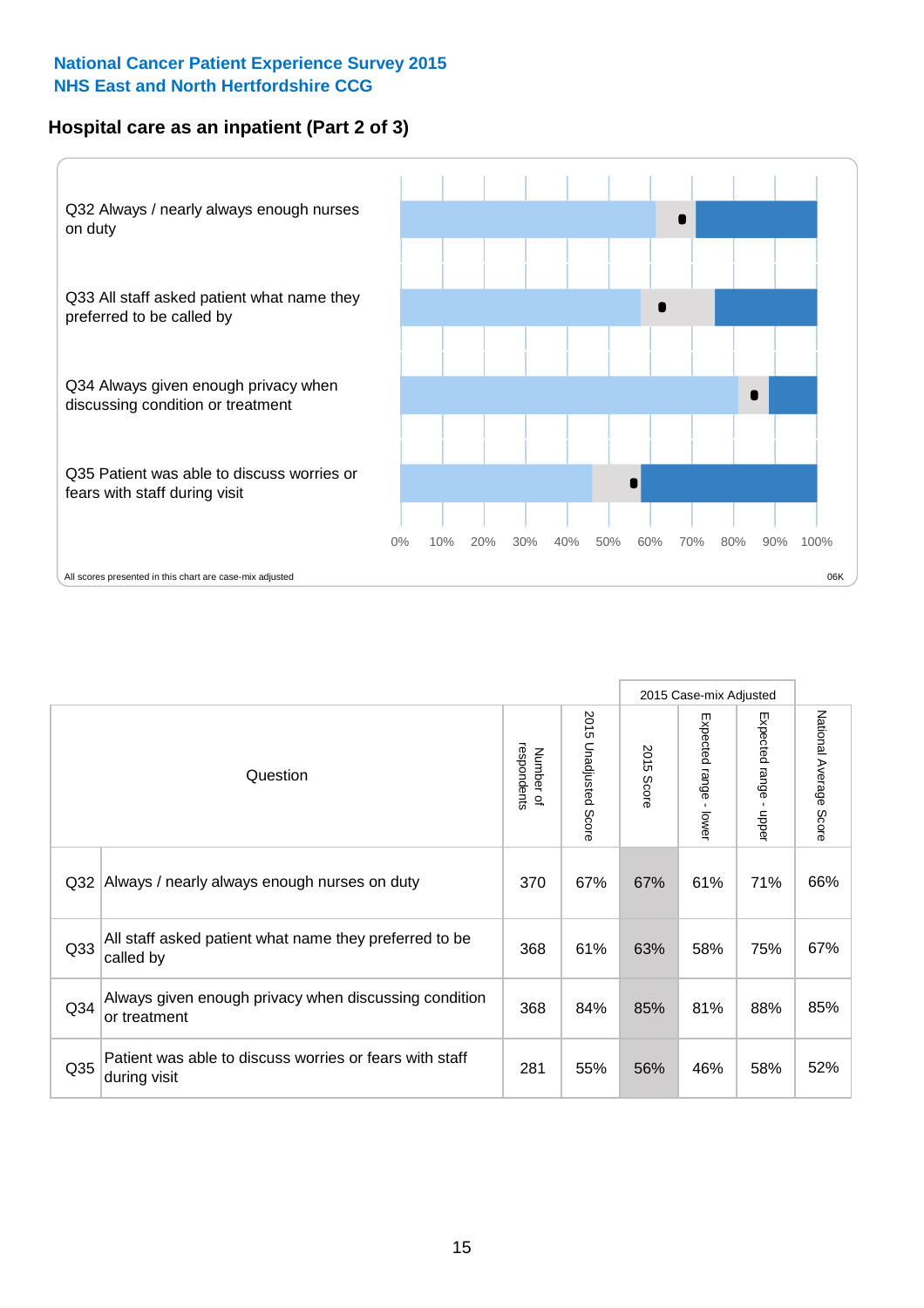National Cancer Patient Experience Survey 2015
NHS East and North Hertfordshire CCG

## Hospital care as an inpatient (Part 2 of 3)

Q32 Always / nearly always enough nurses on duty

Q33 All staff asked patient what name they preferred to be called by

Q34 Always given enough privacy when discussing condition or treatment

Q35 Patient was able to discuss worries or fears with staff during visit

0% 10% 20% 30% 40% 50% 60% 70% 80% 90% 100%

All scores presented in this chart are case-mix adjusted

06K

| Question | | Number of respondents | 2015 Unadjusted Score | 2015 Case-mix Adjusted | | | National Average Score |
|---|---|---|---|---|---|---|---|
| | | | | 2015 Score | Expected range - lower | Expected range - upper | |
| Q32 | Always / nearly always enough nurses on duty | 370 | 67% | 67% | 61% | 71% | 66% |
| Q33 | All staff asked patient what name they preferred to be called by | 368 | 61% | 63% | 58% | 75% | 67% |
| Q34 | Always given enough privacy when discussing condition or treatment | 368 | 84% | 85% | 81% | 88% | 85% |
| Q35 | Patient was able to discuss worries or fears with staff during visit | 281 | 55% | 56% | 46% | 58% | 52% |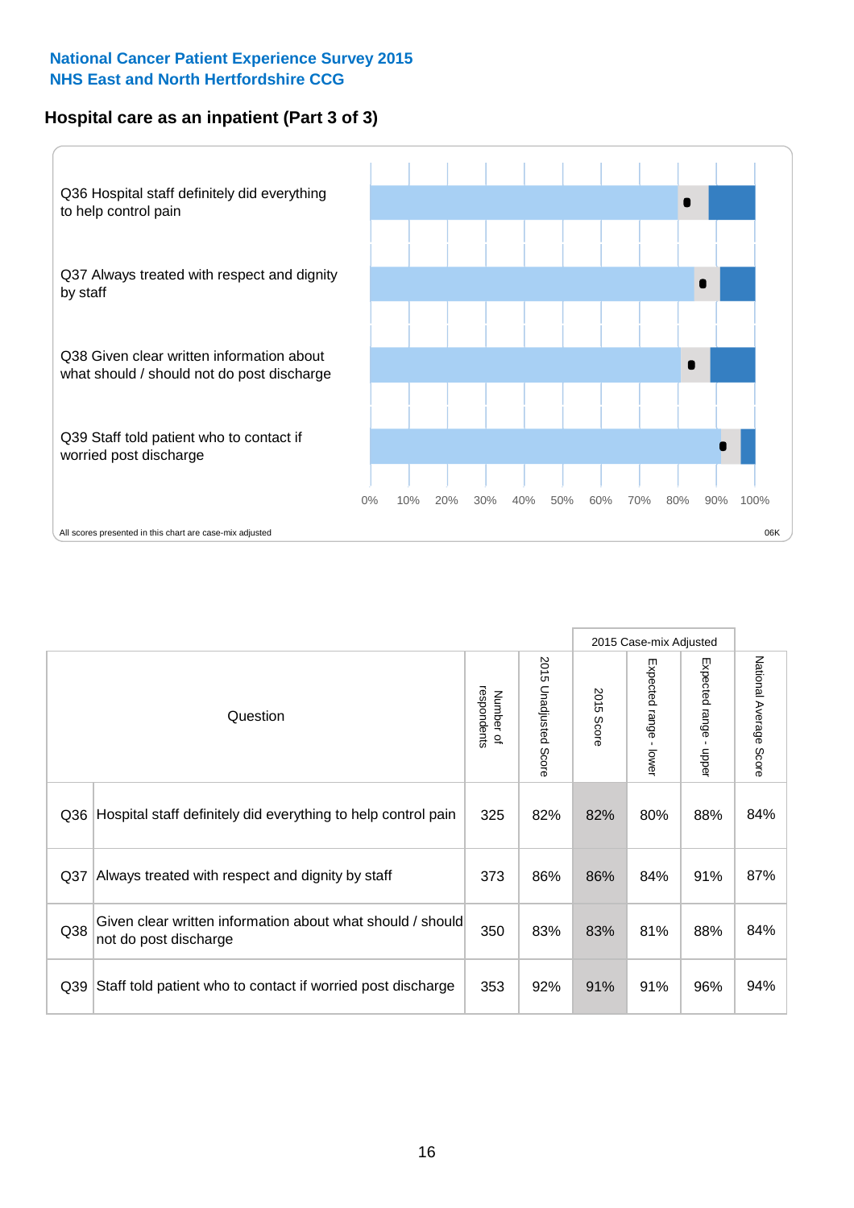**National Cancer Patient Experience Survey 2015**
**NHS East and North Hertfordshire CCG**

## Hospital care as an inpatient (Part 3 of 3)

Q36 Hospital staff definitely did everything to help control pain

Q37 Always treated with respect and dignity by staff

Q38 Given clear written information about what should / should not do post discharge

Q39 Staff told patient who to contact if worried post discharge

0% 10% 20% 30% 40% 50% 60% 70% 80% 90% 100%

All scores presented in this chart are case-mix adjusted

06K

| | Question | Number of respondents | 2015 Unadjusted Score | 2015 Case-mix Adjusted | | | National Average Score |
|---|---|---|---|---|---|---|---|
| | | | | 2015 Score | Expected range - lower | Expected range - upper | |
| Q36 | Hospital staff definitely did everything to help control pain | 325 | 82% | 82% | 80% | 88% | 84% |
| Q37 | Always treated with respect and dignity by staff | 373 | 86% | 86% | 84% | 91% | 87% |
| Q38 | Given clear written information about what should / should not do post discharge | 350 | 83% | 83% | 81% | 88% | 84% |
| Q39 | Staff told patient who to contact if worried post discharge | 353 | 92% | 91% | 91% | 96% | 94% |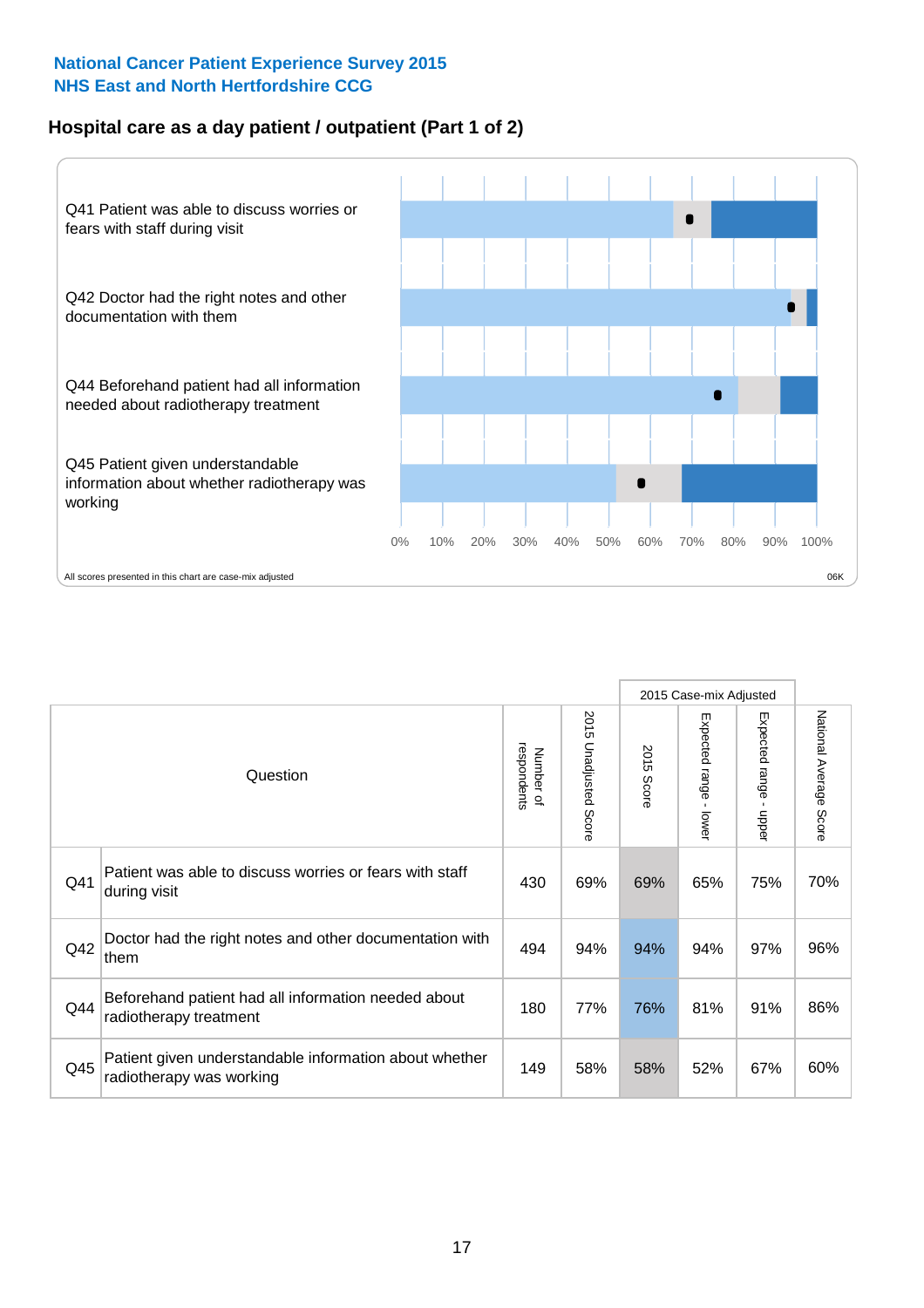**National Cancer Patient Experience Survey 2015**
**NHS East and North Hertfordshire CCG**

## Hospital care as a day patient / outpatient (Part 1 of 2)

Q41 Patient was able to discuss worries or fears with staff during visit

Q42 Doctor had the right notes and other documentation with them

Q44 Beforehand patient had all information needed about radiotherapy treatment

Q45 Patient given understandable information about whether radiotherapy was working

0% 10% 20% 30% 40% 50% 60% 70% 80% 90% 100%

All scores presented in this chart are case-mix adjusted

06K

| Question | | Number of respondents | 2015 Unadjusted Score | 2015 Case-mix Adjusted: 2015 Score | 2015 Case-mix Adjusted: Expected range - lower | 2015 Case-mix Adjusted: Expected range - upper | National Average Score |
|---|---|---|---|---|---|---|---|
| Q41 | Patient was able to discuss worries or fears with staff during visit | 430 | 69% | 69% | 65% | 75% | 70% |
| Q42 | Doctor had the right notes and other documentation with them | 494 | 94% | 94% | 94% | 97% | 96% |
| Q44 | Beforehand patient had all information needed about radiotherapy treatment | 180 | 77% | 76% | 81% | 91% | 86% |
| Q45 | Patient given understandable information about whether radiotherapy was working | 149 | 58% | 58% | 52% | 67% | 60% |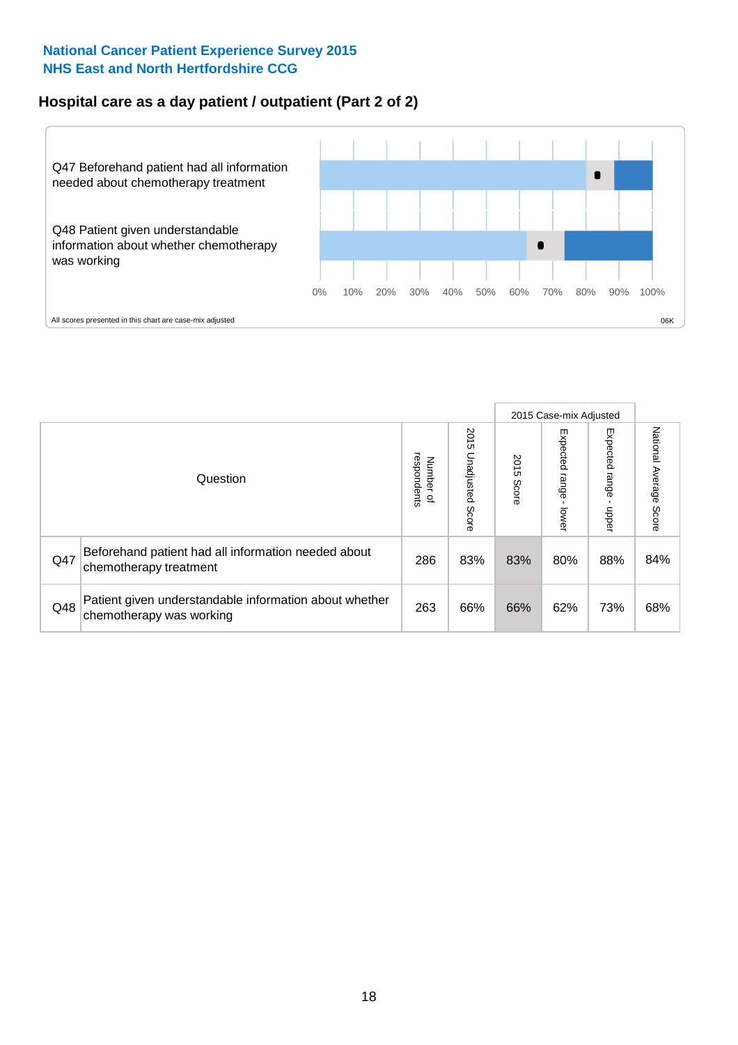National Cancer Patient Experience Survey 2015
NHS East and North Hertfordshire CCG

## Hospital care as a day patient / outpatient (Part 2 of 2)

Q47 Beforehand patient had all information needed about chemotherapy treatment

Q48 Patient given understandable information about whether chemotherapy was working

0% 10% 20% 30% 40% 50% 60% 70% 80% 90% 100%

All scores presented in this chart are case-mix adjusted

06K

| Question | | Number of respondents | 2015 Unadjusted Score | 2015 Case-mix Adjusted: 2015 Score | 2015 Case-mix Adjusted: Expected range - lower | 2015 Case-mix Adjusted: Expected range - upper | National Average Score |
|---|---|---|---|---|---|---|---|
| Q47 | Beforehand patient had all information needed about chemotherapy treatment | 286 | 83% | 83% | 80% | 88% | 84% |
| Q48 | Patient given understandable information about whether chemotherapy was working | 263 | 66% | 66% | 62% | 73% | 68% |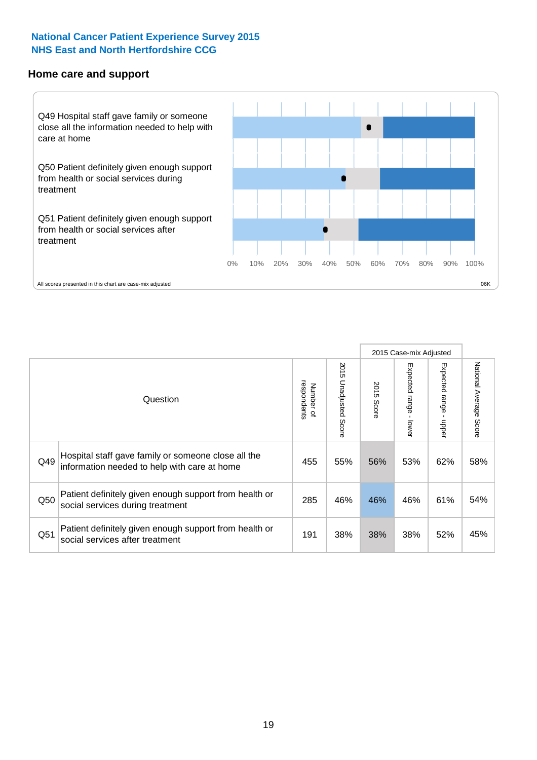**National Cancer Patient Experience Survey 2015**
**NHS East and North Hertfordshire CCG**

## Home care and support

Q49 Hospital staff gave family or someone close all the information needed to help with care at home

Q50 Patient definitely given enough support from health or social services during treatment

Q51 Patient definitely given enough support from health or social services after treatment

0% 10% 20% 30% 40% 50% 60% 70% 80% 90% 100%

All scores presented in this chart are case-mix adjusted

06K

| | Question | Number of respondents | 2015 Unadjusted Score | 2015 Case-mix Adjusted: 2015 Score | 2015 Case-mix Adjusted: Expected range - lower | 2015 Case-mix Adjusted: Expected range - upper | National Average Score |
|---|---|---|---|---|---|---|---|
| Q49 | Hospital staff gave family or someone close all the information needed to help with care at home | 455 | 55% | 56% | 53% | 62% | 58% |
| Q50 | Patient definitely given enough support from health or social services during treatment | 285 | 46% | 46% | 46% | 61% | 54% |
| Q51 | Patient definitely given enough support from health or social services after treatment | 191 | 38% | 38% | 38% | 52% | 45% |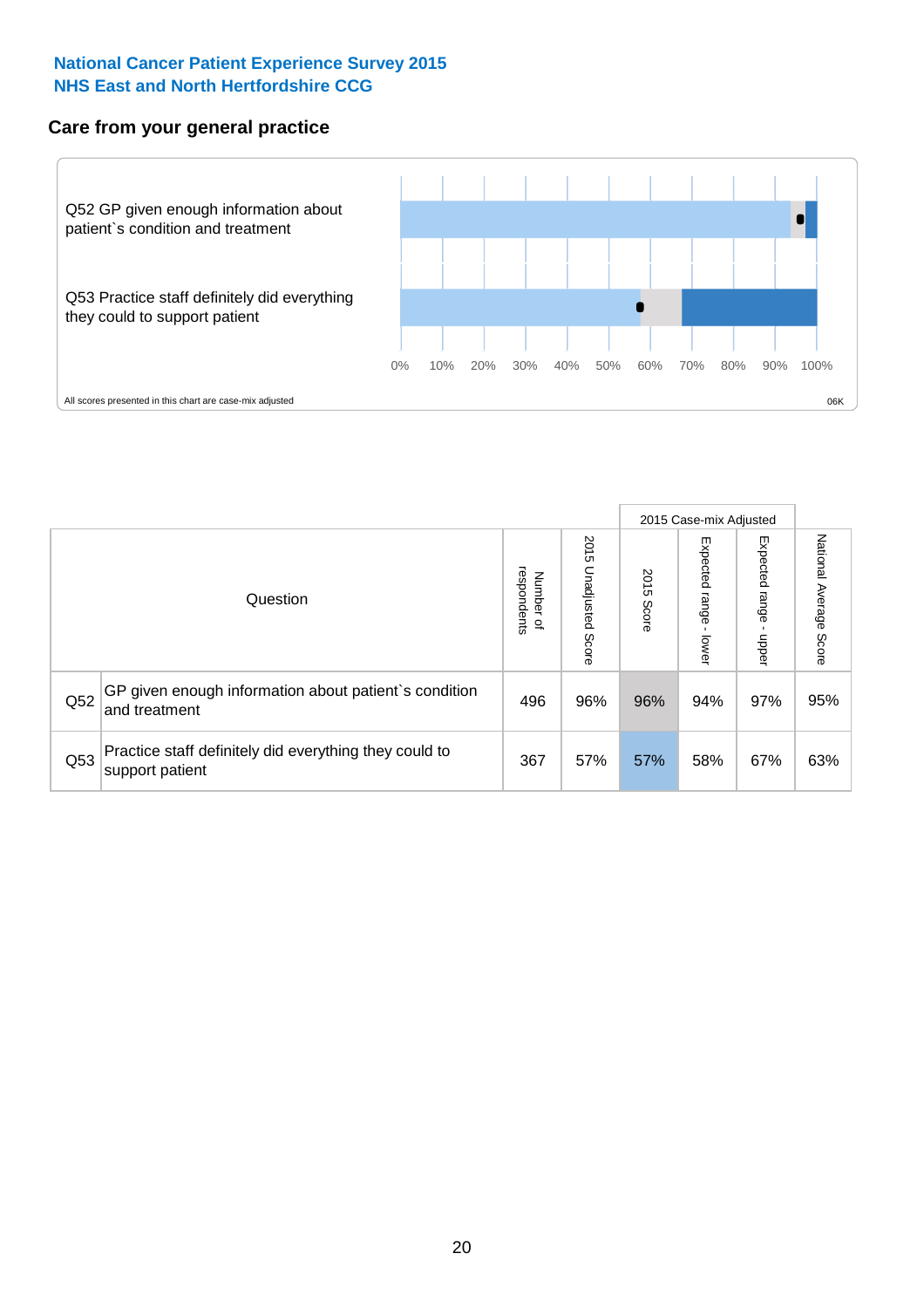National Cancer Patient Experience Survey 2015
NHS East and North Hertfordshire CCG

## Care from your general practice

Q52 GP given enough information about patient`s condition and treatment

Q53 Practice staff definitely did everything they could to support patient

0% 10% 20% 30% 40% 50% 60% 70% 80% 90% 100%

All scores presented in this chart are case-mix adjusted

06K

| | Question | Number of respondents | 2015 Unadjusted Score | 2015 Case-mix Adjusted: 2015 Score | 2015 Case-mix Adjusted: Expected range - lower | 2015 Case-mix Adjusted: Expected range - upper | National Average Score |
|---|---|---|---|---|---|---|---|
| Q52 | GP given enough information about patient`s condition and treatment | 496 | 96% | 96% | 94% | 97% | 95% |
| Q53 | Practice staff definitely did everything they could to support patient | 367 | 57% | 57% | 58% | 67% | 63% |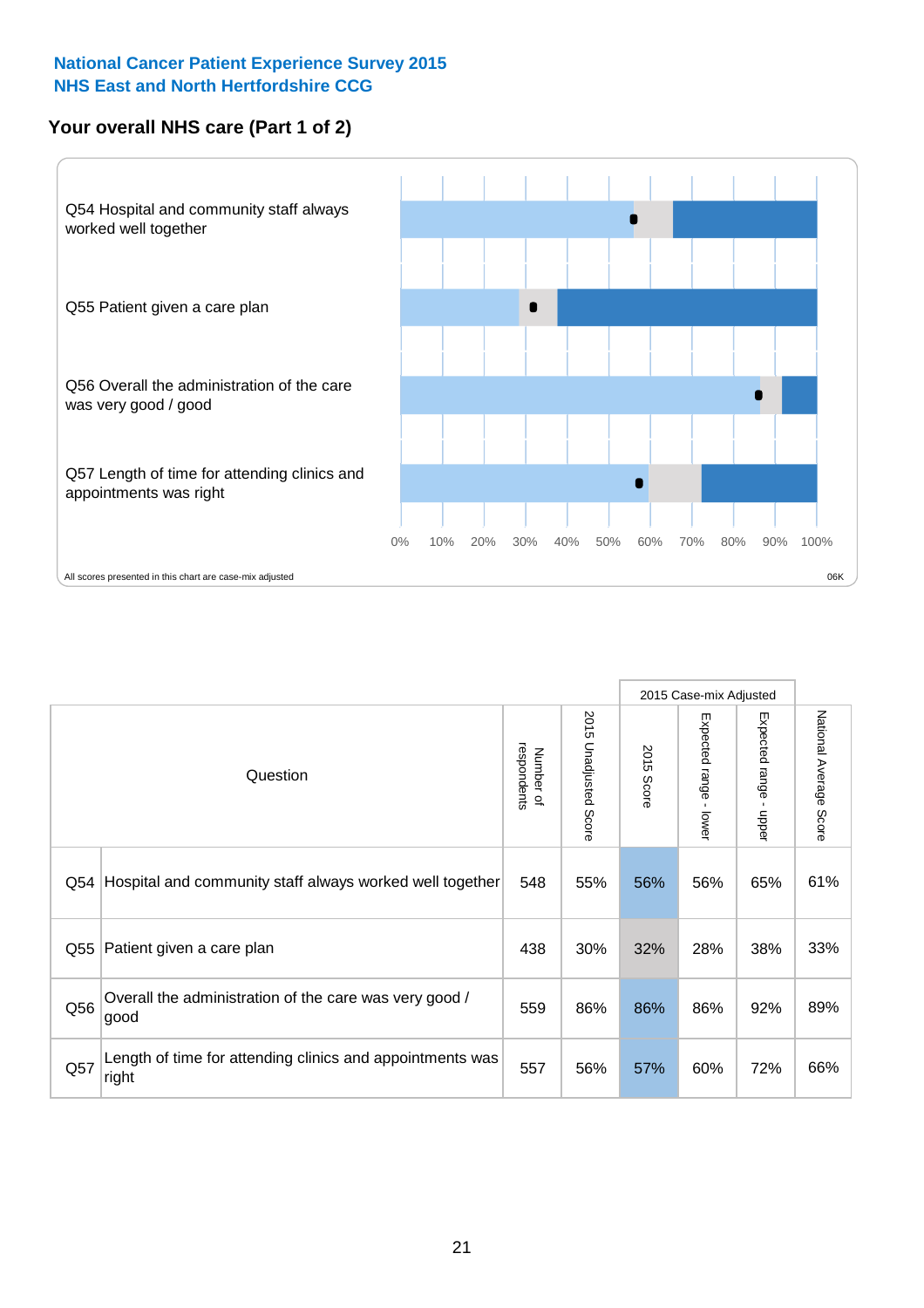National Cancer Patient Experience Survey 2015
NHS East and North Hertfordshire CCG

## Your overall NHS care (Part 1 of 2)

Q54 Hospital and community staff always worked well together

Q55 Patient given a care plan

Q56 Overall the administration of the care was very good / good

Q57 Length of time for attending clinics and appointments was right

0% 10% 20% 30% 40% 50% 60% 70% 80% 90% 100%

All scores presented in this chart are case-mix adjusted

06K

| Question | | Number of respondents | 2015 Unadjusted Score | 2015 Case-mix Adjusted | | | National Average Score |
|---|---|---|---|---|---|---|---|
| | | | | 2015 Score | Expected range - lower | Expected range - upper | |
| Q54 | Hospital and community staff always worked well together | 548 | 55% | 56% | 56% | 65% | 61% |
| Q55 | Patient given a care plan | 438 | 30% | 32% | 28% | 38% | 33% |
| Q56 | Overall the administration of the care was very good / good | 559 | 86% | 86% | 86% | 92% | 89% |
| Q57 | Length of time for attending clinics and appointments was right | 557 | 56% | 57% | 60% | 72% | 66% |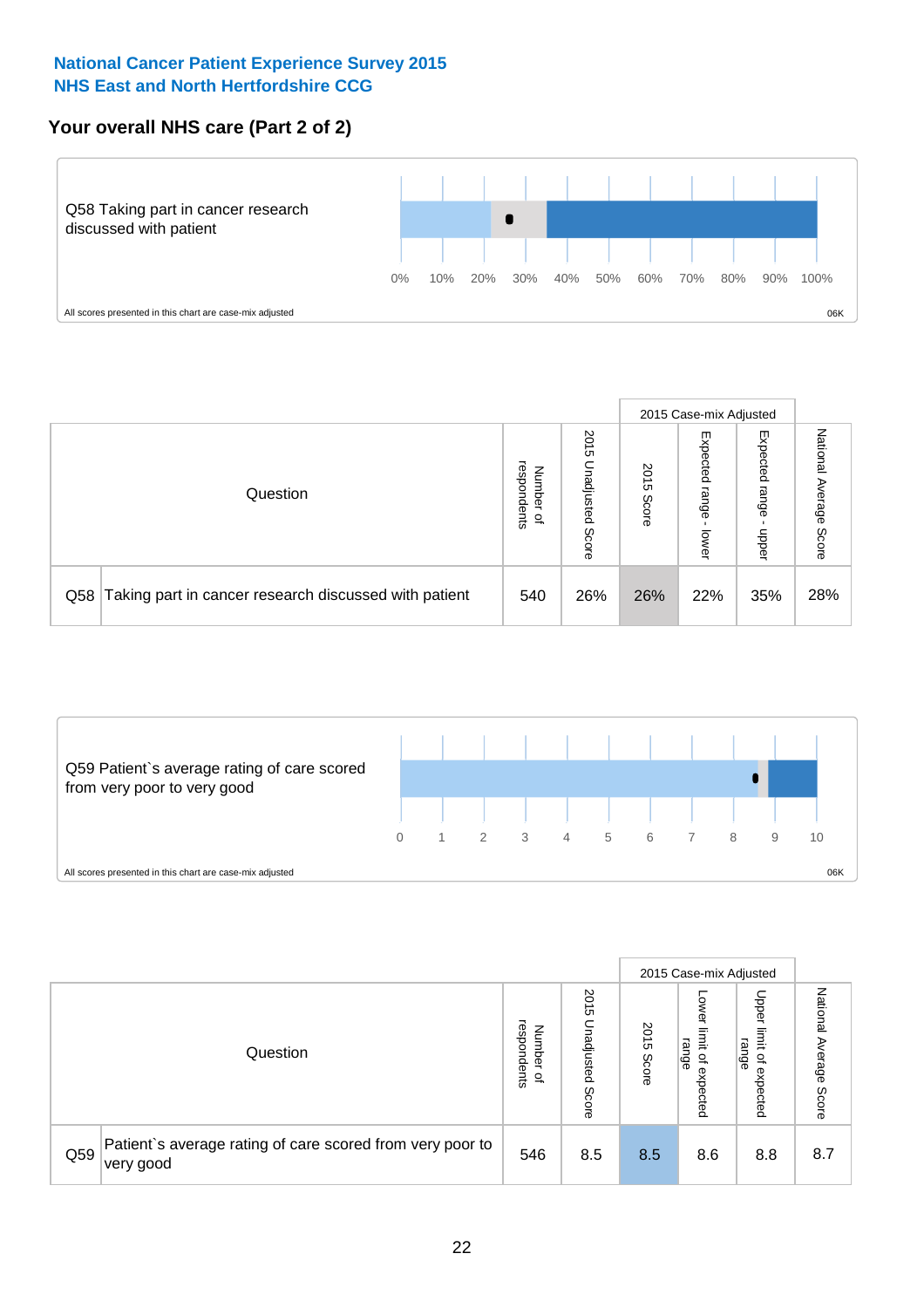**National Cancer Patient Experience Survey 2015**
**NHS East and North Hertfordshire CCG**

## Your overall NHS care (Part 2 of 2)

Q58 Taking part in cancer research discussed with patient

0% 10% 20% 30% 40% 50% 60% 70% 80% 90% 100%

All scores presented in this chart are case-mix adjusted

06K

| Question | | Number of respondents | 2015 Unadjusted Score | 2015 Case-mix Adjusted: 2015 Score | 2015 Case-mix Adjusted: Expected range - lower | 2015 Case-mix Adjusted: Expected range - upper | National Average Score |
|---|---|---|---|---|---|---|---|
| Q58 | Taking part in cancer research discussed with patient | 540 | 26% | 26% | 22% | 35% | 28% |

Q59 Patient`s average rating of care scored from very poor to very good

0 1 2 3 4 5 6 7 8 9 10

All scores presented in this chart are case-mix adjusted

06K

| Question | | Number of respondents | 2015 Unadjusted Score | 2015 Case-mix Adjusted: 2015 Score | 2015 Case-mix Adjusted: Lower limit of expected range | 2015 Case-mix Adjusted: Upper limit of expected range | National Average Score |
|---|---|---|---|---|---|---|---|
| Q59 | Patient`s average rating of care scored from very poor to very good | 546 | 8.5 | 8.5 | 8.6 | 8.8 | 8.7 |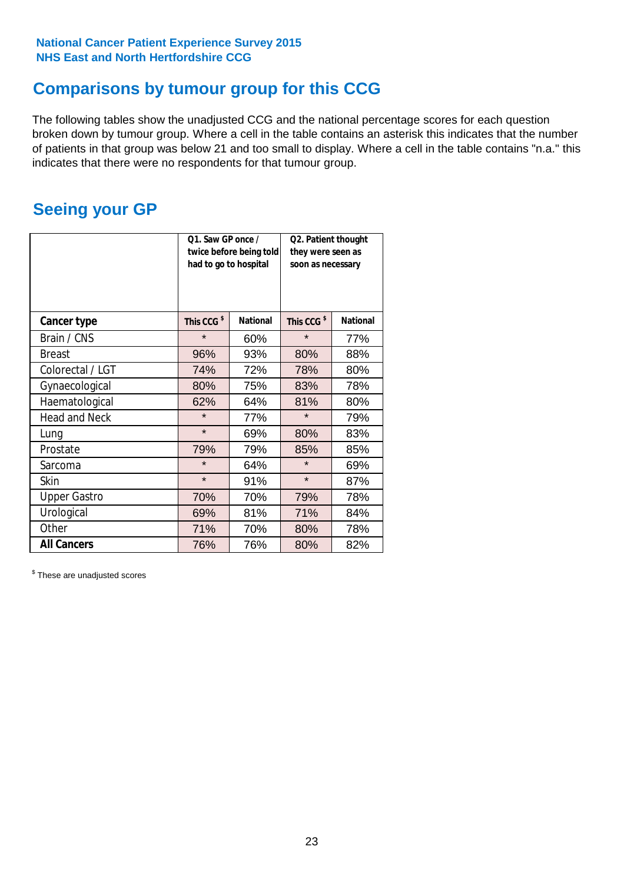National Cancer Patient Experience Survey 2015
NHS East and North Hertfordshire CCG

## Comparisons by tumour group for this CCG

The following tables show the unadjusted CCG and the national percentage scores for each question broken down by tumour group. Where a cell in the table contains an asterisk this indicates that the number of patients in that group was below 21 and too small to display. Where a cell in the table contains "n.a." this indicates that there were no respondents for that tumour group.

## Seeing your GP

| | Q1. Saw GP once / twice before being told had to go to hospital | | Q2. Patient thought they were seen as soon as necessary | |
|---|---|---|---|---|
| **Cancer type** | This CCG $ | National | This CCG $ | National |
| Brain / CNS | * | 60% | * | 77% |
| Breast | 96% | 93% | 80% | 88% |
| Colorectal / LGT | 74% | 72% | 78% | 80% |
| Gynaecological | 80% | 75% | 83% | 78% |
| Haematological | 62% | 64% | 81% | 80% |
| Head and Neck | * | 77% | * | 79% |
| Lung | * | 69% | 80% | 83% |
| Prostate | 79% | 79% | 85% | 85% |
| Sarcoma | * | 64% | * | 69% |
| Skin | * | 91% | * | 87% |
| Upper Gastro | 70% | 70% | 79% | 78% |
| Urological | 69% | 81% | 71% | 84% |
| Other | 71% | 70% | 80% | 78% |
| **All Cancers** | 76% | 76% | 80% | 82% |

$ These are unadjusted scores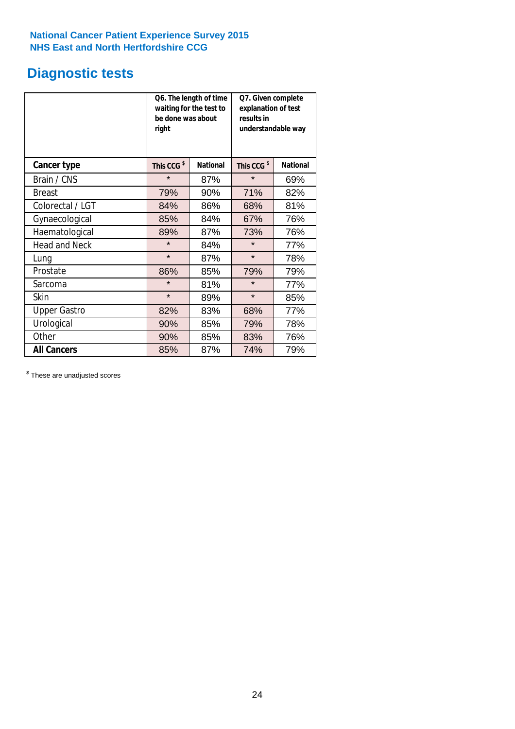National Cancer Patient Experience Survey 2015
NHS East and North Hertfordshire CCG

# Diagnostic tests

| | Q6. The length of time waiting for the test to be done was about right | | Q7. Given complete explanation of test results in understandable way | |
|---|---|---|---|---|
| **Cancer type** | **This CCG $** | **National** | **This CCG $** | **National** |
| Brain / CNS | * | 87% | * | 69% |
| Breast | 79% | 90% | 71% | 82% |
| Colorectal / LGT | 84% | 86% | 68% | 81% |
| Gynaecological | 85% | 84% | 67% | 76% |
| Haematological | 89% | 87% | 73% | 76% |
| Head and Neck | * | 84% | * | 77% |
| Lung | * | 87% | * | 78% |
| Prostate | 86% | 85% | 79% | 79% |
| Sarcoma | * | 81% | * | 77% |
| Skin | * | 89% | * | 85% |
| Upper Gastro | 82% | 83% | 68% | 77% |
| Urological | 90% | 85% | 79% | 78% |
| Other | 90% | 85% | 83% | 76% |
| **All Cancers** | 85% | 87% | 74% | 79% |

$ These are unadjusted scores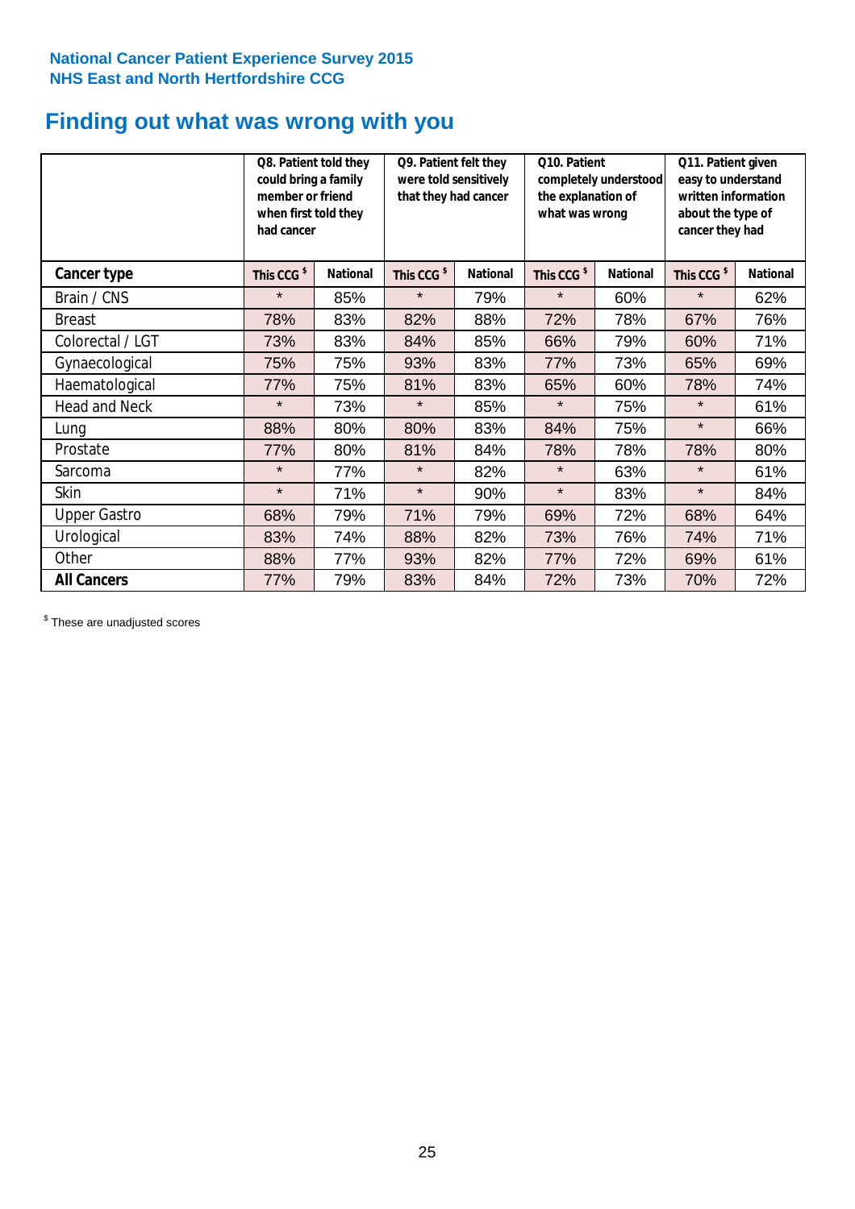National Cancer Patient Experience Survey 2015
NHS East and North Hertfordshire CCG

# Finding out what was wrong with you

| | Q8. Patient told they could bring a family member or friend when first told they had cancer | | Q9. Patient felt they were told sensitively that they had cancer | | Q10. Patient completely understood the explanation of what was wrong | | Q11. Patient given easy to understand written information about the type of cancer they had | |
|---|---|---|---|---|---|---|---|---|
| **Cancer type** | **This CCG $** | **National** | **This CCG $** | **National** | **This CCG $** | **National** | **This CCG $** | **National** |
| Brain / CNS | * | 85% | * | 79% | * | 60% | * | 62% |
| Breast | 78% | 83% | 82% | 88% | 72% | 78% | 67% | 76% |
| Colorectal / LGT | 73% | 83% | 84% | 85% | 66% | 79% | 60% | 71% |
| Gynaecological | 75% | 75% | 93% | 83% | 77% | 73% | 65% | 69% |
| Haematological | 77% | 75% | 81% | 83% | 65% | 60% | 78% | 74% |
| Head and Neck | * | 73% | * | 85% | * | 75% | * | 61% |
| Lung | 88% | 80% | 80% | 83% | 84% | 75% | * | 66% |
| Prostate | 77% | 80% | 81% | 84% | 78% | 78% | 78% | 80% |
| Sarcoma | * | 77% | * | 82% | * | 63% | * | 61% |
| Skin | * | 71% | * | 90% | * | 83% | * | 84% |
| Upper Gastro | 68% | 79% | 71% | 79% | 69% | 72% | 68% | 64% |
| Urological | 83% | 74% | 88% | 82% | 73% | 76% | 74% | 71% |
| Other | 88% | 77% | 93% | 82% | 77% | 72% | 69% | 61% |
| **All Cancers** | 77% | 79% | 83% | 84% | 72% | 73% | 70% | 72% |

$ These are unadjusted scores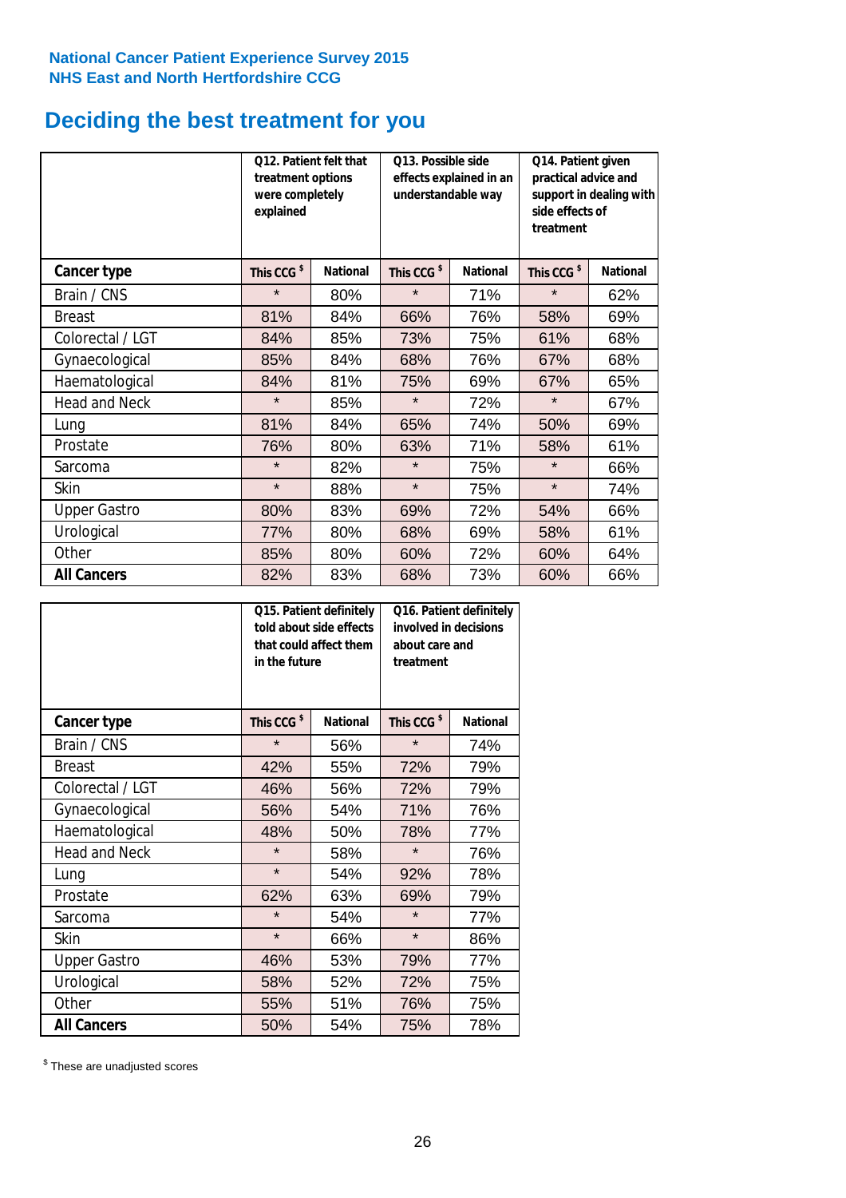National Cancer Patient Experience Survey 2015
NHS East and North Hertfordshire CCG

# Deciding the best treatment for you

| | Q12. Patient felt that treatment options were completely explained | | Q13. Possible side effects explained in an understandable way | | Q14. Patient given practical advice and support in dealing with side effects of treatment | |
|---|---|---|---|---|---|---|
| **Cancer type** | **This CCG $** | **National** | **This CCG $** | **National** | **This CCG $** | **National** |
| Brain / CNS | * | 80% | * | 71% | * | 62% |
| Breast | 81% | 84% | 66% | 76% | 58% | 69% |
| Colorectal / LGT | 84% | 85% | 73% | 75% | 61% | 68% |
| Gynaecological | 85% | 84% | 68% | 76% | 67% | 68% |
| Haematological | 84% | 81% | 75% | 69% | 67% | 65% |
| Head and Neck | * | 85% | * | 72% | * | 67% |
| Lung | 81% | 84% | 65% | 74% | 50% | 69% |
| Prostate | 76% | 80% | 63% | 71% | 58% | 61% |
| Sarcoma | * | 82% | * | 75% | * | 66% |
| Skin | * | 88% | * | 75% | * | 74% |
| Upper Gastro | 80% | 83% | 69% | 72% | 54% | 66% |
| Urological | 77% | 80% | 68% | 69% | 58% | 61% |
| Other | 85% | 80% | 60% | 72% | 60% | 64% |
| **All Cancers** | 82% | 83% | 68% | 73% | 60% | 66% |

| | Q15. Patient definitely told about side effects that could affect them in the future | | Q16. Patient definitely involved in decisions about care and treatment | |
|---|---|---|---|---|
| **Cancer type** | **This CCG $** | **National** | **This CCG $** | **National** |
| Brain / CNS | * | 56% | * | 74% |
| Breast | 42% | 55% | 72% | 79% |
| Colorectal / LGT | 46% | 56% | 72% | 79% |
| Gynaecological | 56% | 54% | 71% | 76% |
| Haematological | 48% | 50% | 78% | 77% |
| Head and Neck | * | 58% | * | 76% |
| Lung | * | 54% | 92% | 78% |
| Prostate | 62% | 63% | 69% | 79% |
| Sarcoma | * | 54% | * | 77% |
| Skin | * | 66% | * | 86% |
| Upper Gastro | 46% | 53% | 79% | 77% |
| Urological | 58% | 52% | 72% | 75% |
| Other | 55% | 51% | 76% | 75% |
| **All Cancers** | 50% | 54% | 75% | 78% |

$ These are unadjusted scores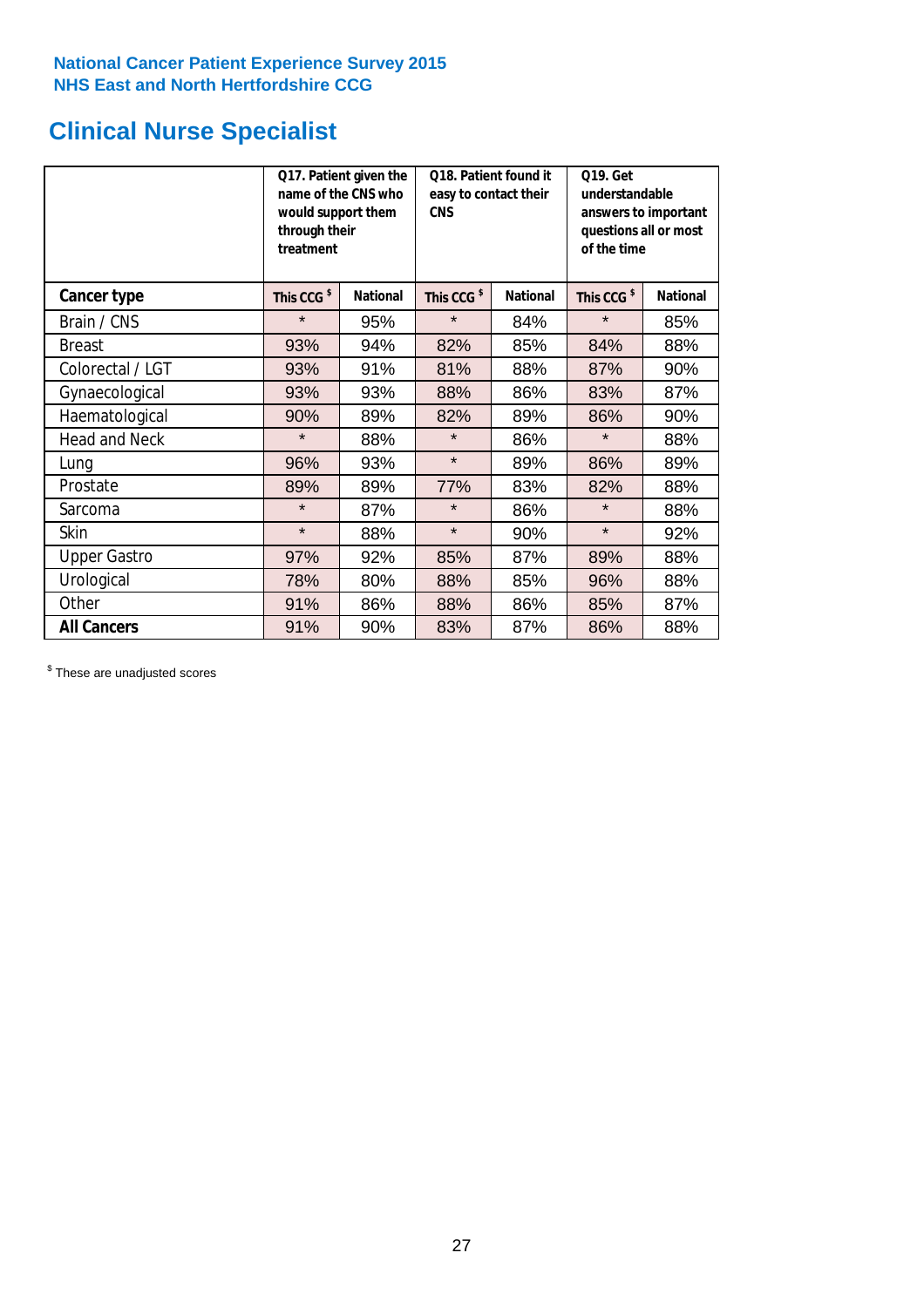National Cancer Patient Experience Survey 2015
NHS East and North Hertfordshire CCG

# Clinical Nurse Specialist

| | Q17. Patient given the name of the CNS who would support them through their treatment | | Q18. Patient found it easy to contact their CNS | | Q19. Get understandable answers to important questions all or most of the time | |
|---|---|---|---|---|---|---|
| **Cancer type** | **This CCG [$]** | **National** | **This CCG [$]** | **National** | **This CCG [$]** | **National** |
| Brain / CNS | * | 95% | * | 84% | * | 85% |
| Breast | 93% | 94% | 82% | 85% | 84% | 88% |
| Colorectal / LGT | 93% | 91% | 81% | 88% | 87% | 90% |
| Gynaecological | 93% | 93% | 88% | 86% | 83% | 87% |
| Haematological | 90% | 89% | 82% | 89% | 86% | 90% |
| Head and Neck | * | 88% | * | 86% | * | 88% |
| Lung | 96% | 93% | * | 89% | 86% | 89% |
| Prostate | 89% | 89% | 77% | 83% | 82% | 88% |
| Sarcoma | * | 87% | * | 86% | * | 88% |
| Skin | * | 88% | * | 90% | * | 92% |
| Upper Gastro | 97% | 92% | 85% | 87% | 89% | 88% |
| Urological | 78% | 80% | 88% | 85% | 96% | 88% |
| Other | 91% | 86% | 88% | 86% | 85% | 87% |
| **All Cancers** | 91% | 90% | 83% | 87% | 86% | 88% |

[$] These are unadjusted scores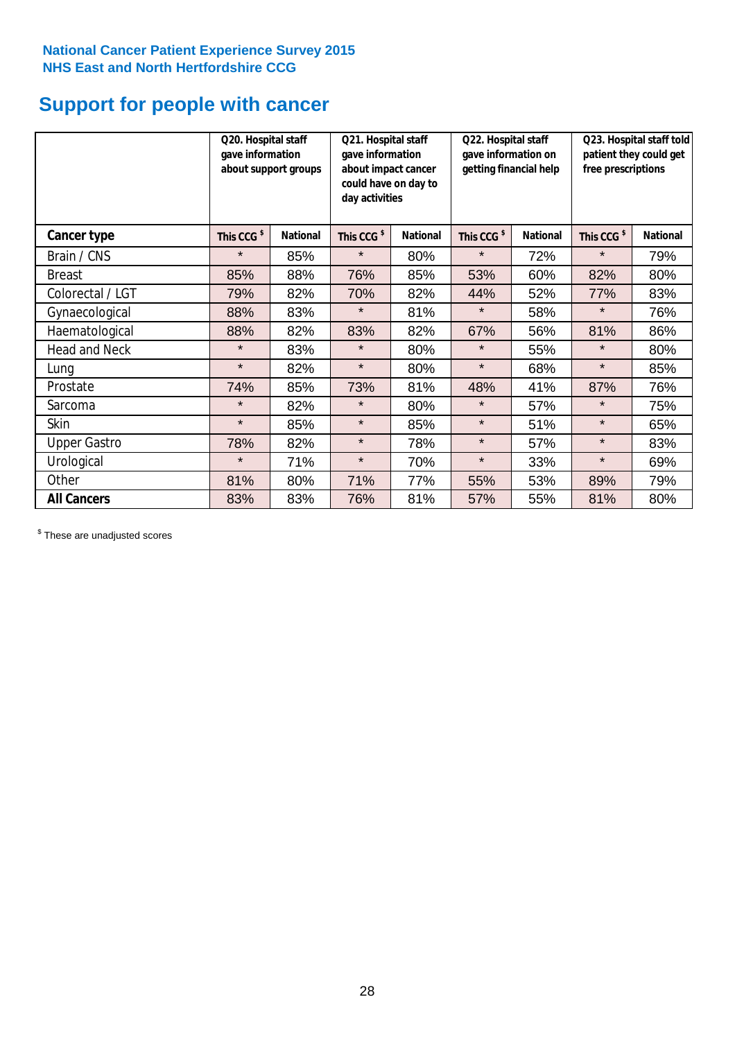**National Cancer Patient Experience Survey 2015**
**NHS East and North Hertfordshire CCG**

# Support for people with cancer

| | Q20. Hospital staff gave information about support groups | | Q21. Hospital staff gave information about impact cancer could have on day to day activities | | Q22. Hospital staff gave information on getting financial help | | Q23. Hospital staff told patient they could get free prescriptions | |
|---|---|---|---|---|---|---|---|---|
| **Cancer type** | **This CCG $** | **National** | **This CCG $** | **National** | **This CCG $** | **National** | **This CCG $** | **National** |
| Brain / CNS | * | 85% | * | 80% | * | 72% | * | 79% |
| Breast | 85% | 88% | 76% | 85% | 53% | 60% | 82% | 80% |
| Colorectal / LGT | 79% | 82% | 70% | 82% | 44% | 52% | 77% | 83% |
| Gynaecological | 88% | 83% | * | 81% | * | 58% | * | 76% |
| Haematological | 88% | 82% | 83% | 82% | 67% | 56% | 81% | 86% |
| Head and Neck | * | 83% | * | 80% | * | 55% | * | 80% |
| Lung | * | 82% | * | 80% | * | 68% | * | 85% |
| Prostate | 74% | 85% | 73% | 81% | 48% | 41% | 87% | 76% |
| Sarcoma | * | 82% | * | 80% | * | 57% | * | 75% |
| Skin | * | 85% | * | 85% | * | 51% | * | 65% |
| Upper Gastro | 78% | 82% | * | 78% | * | 57% | * | 83% |
| Urological | * | 71% | * | 70% | * | 33% | * | 69% |
| Other | 81% | 80% | 71% | 77% | 55% | 53% | 89% | 79% |
| **All Cancers** | 83% | 83% | 76% | 81% | 57% | 55% | 81% | 80% |

$ These are unadjusted scores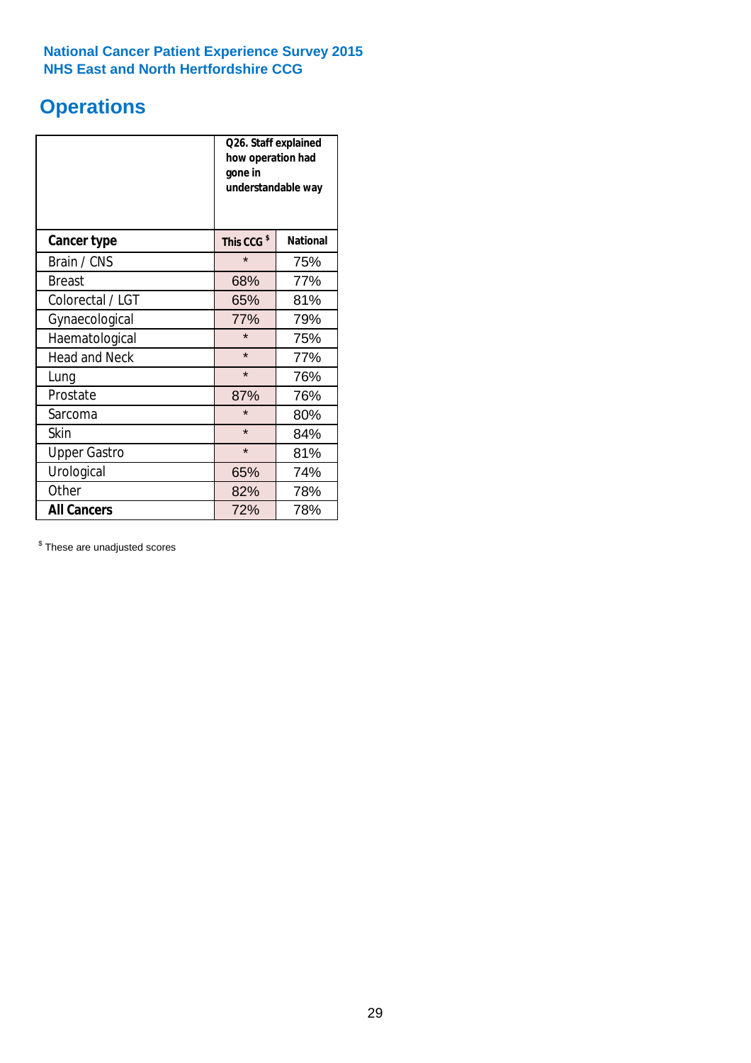National Cancer Patient Experience Survey 2015
NHS East and North Hertfordshire CCG

# Operations

| | Q26. Staff explained how operation had gone in understandable way | |
|---|---|---|
| **Cancer type** | **This CCG [$]** | **National** |
| Brain / CNS | * | 75% |
| Breast | 68% | 77% |
| Colorectal / LGT | 65% | 81% |
| Gynaecological | 77% | 79% |
| Haematological | * | 75% |
| Head and Neck | * | 77% |
| Lung | * | 76% |
| Prostate | 87% | 76% |
| Sarcoma | * | 80% |
| Skin | * | 84% |
| Upper Gastro | * | 81% |
| Urological | 65% | 74% |
| Other | 82% | 78% |
| **All Cancers** | 72% | 78% |

[$] These are unadjusted scores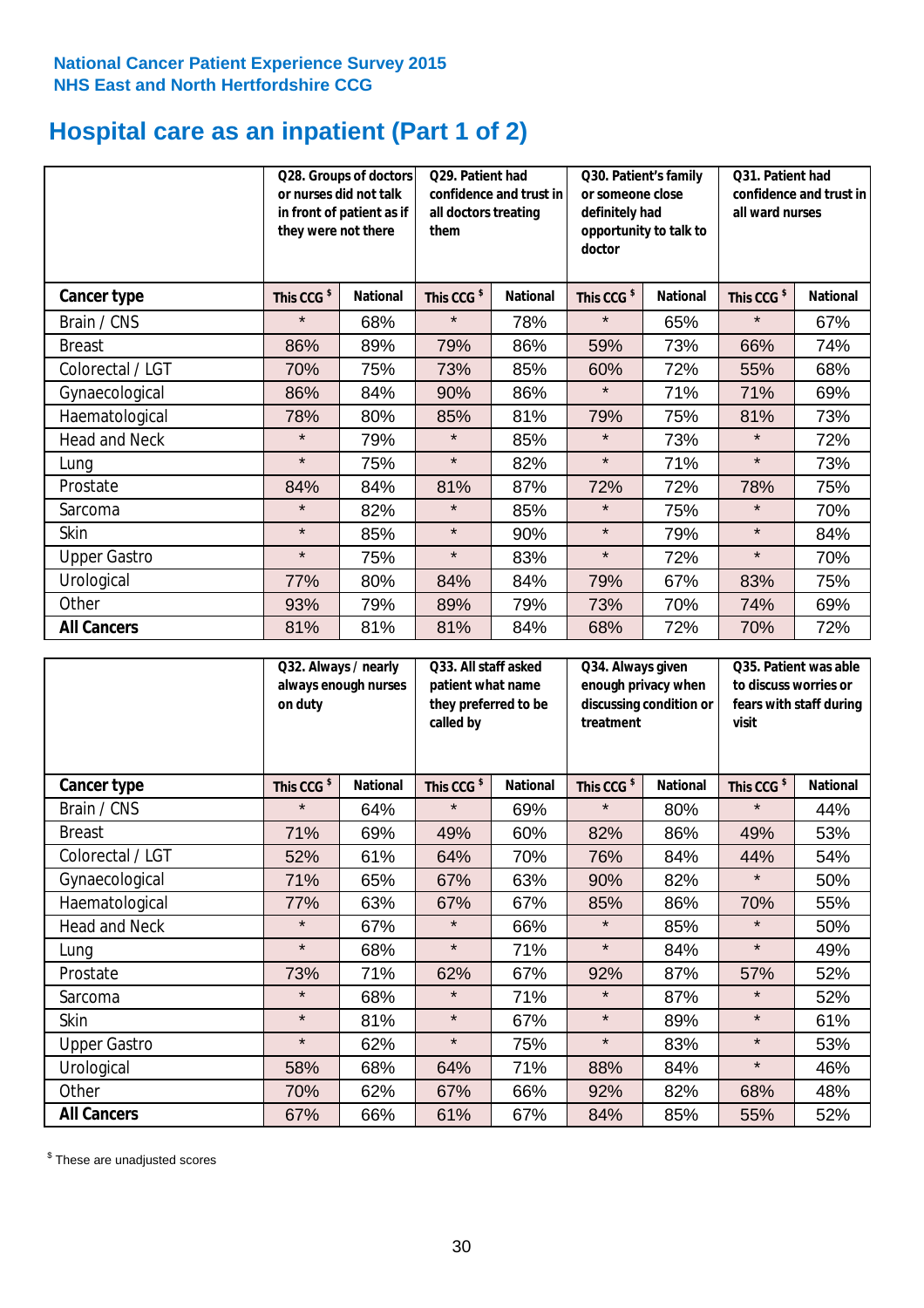National Cancer Patient Experience Survey 2015
NHS East and North Hertfordshire CCG

# Hospital care as an inpatient (Part 1 of 2)

| | Q28. Groups of doctors or nurses did not talk in front of patient as if they were not there | | Q29. Patient had confidence and trust in all doctors treating them | | Q30. Patient's family or someone close definitely had opportunity to talk to doctor | | Q31. Patient had confidence and trust in all ward nurses | |
|---|---|---|---|---|---|---|---|---|
| **Cancer type** | This CCG $ | National | This CCG $ | National | This CCG $ | National | This CCG $ | National |
| Brain / CNS | * | 68% | * | 78% | * | 65% | * | 67% |
| Breast | 86% | 89% | 79% | 86% | 59% | 73% | 66% | 74% |
| Colorectal / LGT | 70% | 75% | 73% | 85% | 60% | 72% | 55% | 68% |
| Gynaecological | 86% | 84% | 90% | 86% | * | 71% | 71% | 69% |
| Haematological | 78% | 80% | 85% | 81% | 79% | 75% | 81% | 73% |
| Head and Neck | * | 79% | * | 85% | * | 73% | * | 72% |
| Lung | * | 75% | * | 82% | * | 71% | * | 73% |
| Prostate | 84% | 84% | 81% | 87% | 72% | 72% | 78% | 75% |
| Sarcoma | * | 82% | * | 85% | * | 75% | * | 70% |
| Skin | * | 85% | * | 90% | * | 79% | * | 84% |
| Upper Gastro | * | 75% | * | 83% | * | 72% | * | 70% |
| Urological | 77% | 80% | 84% | 84% | 79% | 67% | 83% | 75% |
| Other | 93% | 79% | 89% | 79% | 73% | 70% | 74% | 69% |
| **All Cancers** | 81% | 81% | 81% | 84% | 68% | 72% | 70% | 72% |

| | Q32. Always / nearly always enough nurses on duty | | Q33. All staff asked patient what name they preferred to be called by | | Q34. Always given enough privacy when discussing condition or treatment | | Q35. Patient was able to discuss worries or fears with staff during visit | |
|---|---|---|---|---|---|---|---|---|
| **Cancer type** | This CCG $ | National | This CCG $ | National | This CCG $ | National | This CCG $ | National |
| Brain / CNS | * | 64% | * | 69% | * | 80% | * | 44% |
| Breast | 71% | 69% | 49% | 60% | 82% | 86% | 49% | 53% |
| Colorectal / LGT | 52% | 61% | 64% | 70% | 76% | 84% | 44% | 54% |
| Gynaecological | 71% | 65% | 67% | 63% | 90% | 82% | * | 50% |
| Haematological | 77% | 63% | 67% | 67% | 85% | 86% | 70% | 55% |
| Head and Neck | * | 67% | * | 66% | * | 85% | * | 50% |
| Lung | * | 68% | * | 71% | * | 84% | * | 49% |
| Prostate | 73% | 71% | 62% | 67% | 92% | 87% | 57% | 52% |
| Sarcoma | * | 68% | * | 71% | * | 87% | * | 52% |
| Skin | * | 81% | * | 67% | * | 89% | * | 61% |
| Upper Gastro | * | 62% | * | 75% | * | 83% | * | 53% |
| Urological | 58% | 68% | 64% | 71% | 88% | 84% | * | 46% |
| Other | 70% | 62% | 67% | 66% | 92% | 82% | 68% | 48% |
| **All Cancers** | 67% | 66% | 61% | 67% | 84% | 85% | 55% | 52% |

$ These are unadjusted scores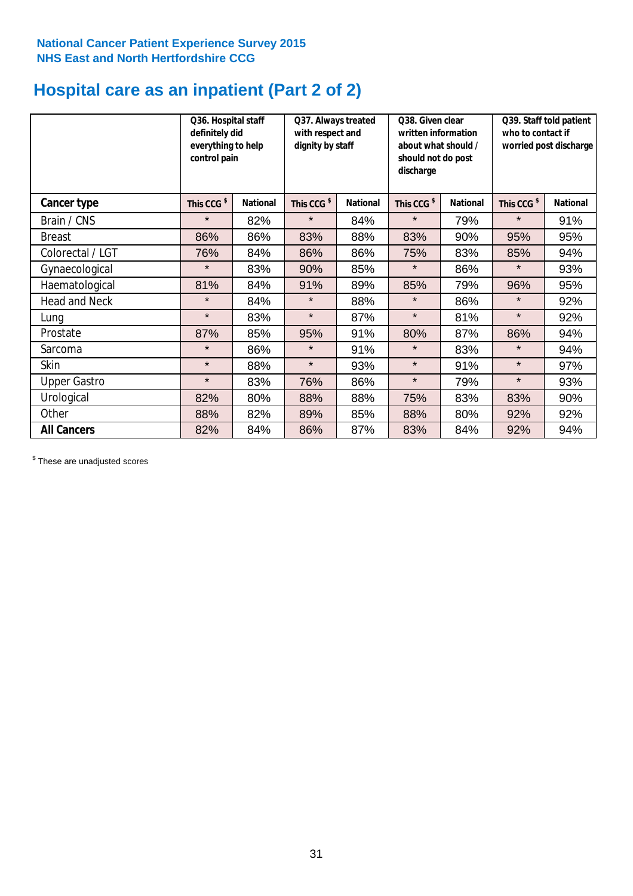National Cancer Patient Experience Survey 2015
NHS East and North Hertfordshire CCG

# Hospital care as an inpatient (Part 2 of 2)

| | Q36. Hospital staff definitely did everything to help control pain | | Q37. Always treated with respect and dignity by staff | | Q38. Given clear written information about what should / should not do post discharge | | Q39. Staff told patient who to contact if worried post discharge | |
|---|---|---|---|---|---|---|---|---|
| **Cancer type** | **This CCG $** | **National** | **This CCG $** | **National** | **This CCG $** | **National** | **This CCG $** | **National** |
| Brain / CNS | * | 82% | * | 84% | * | 79% | * | 91% |
| Breast | 86% | 86% | 83% | 88% | 83% | 90% | 95% | 95% |
| Colorectal / LGT | 76% | 84% | 86% | 86% | 75% | 83% | 85% | 94% |
| Gynaecological | * | 83% | 90% | 85% | * | 86% | * | 93% |
| Haematological | 81% | 84% | 91% | 89% | 85% | 79% | 96% | 95% |
| Head and Neck | * | 84% | * | 88% | * | 86% | * | 92% |
| Lung | * | 83% | * | 87% | * | 81% | * | 92% |
| Prostate | 87% | 85% | 95% | 91% | 80% | 87% | 86% | 94% |
| Sarcoma | * | 86% | * | 91% | * | 83% | * | 94% |
| Skin | * | 88% | * | 93% | * | 91% | * | 97% |
| Upper Gastro | * | 83% | 76% | 86% | * | 79% | * | 93% |
| Urological | 82% | 80% | 88% | 88% | 75% | 83% | 83% | 90% |
| Other | 88% | 82% | 89% | 85% | 88% | 80% | 92% | 92% |
| **All Cancers** | 82% | 84% | 86% | 87% | 83% | 84% | 92% | 94% |

$ These are unadjusted scores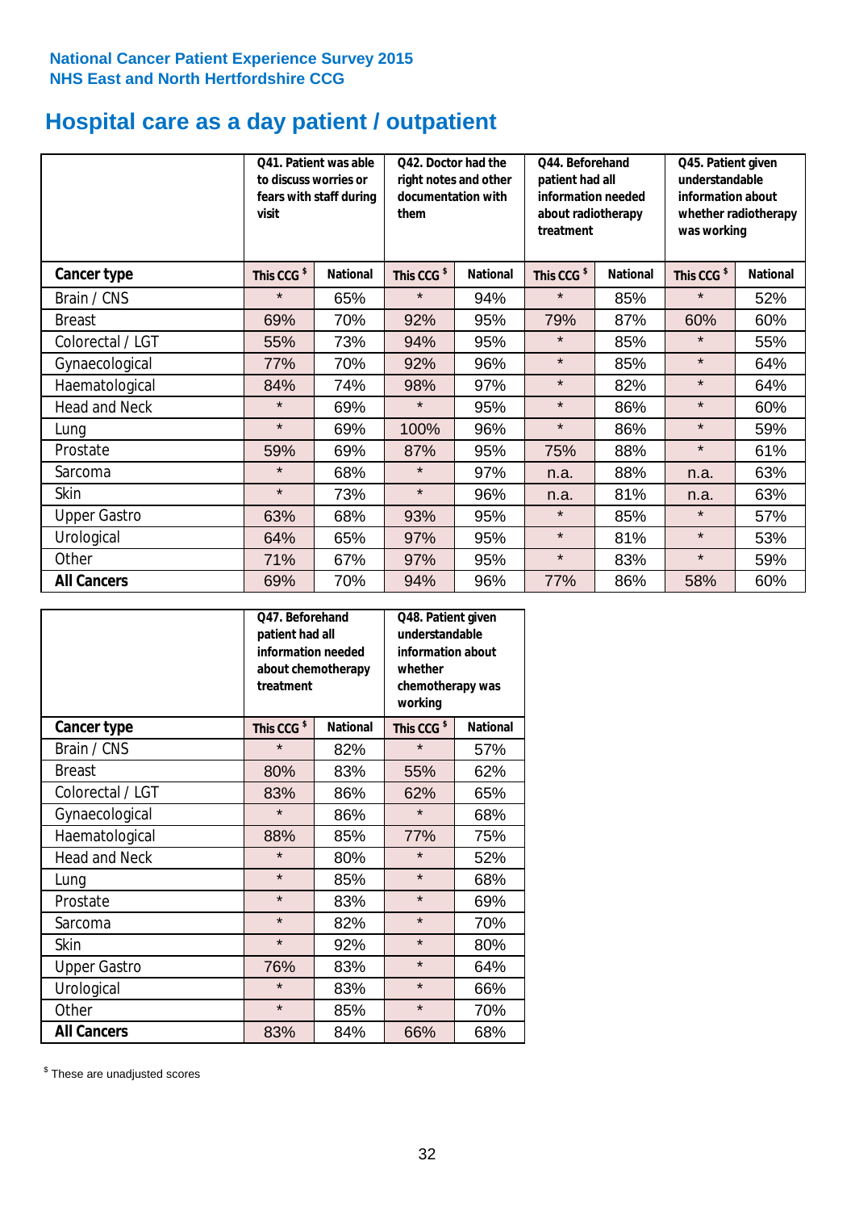National Cancer Patient Experience Survey 2015
NHS East and North Hertfordshire CCG

# Hospital care as a day patient / outpatient

| | Q41. Patient was able to discuss worries or fears with staff during visit | | Q42. Doctor had the right notes and other documentation with them | | Q44. Beforehand patient had all information needed about radiotherapy treatment | | Q45. Patient given understandable information about whether radiotherapy was working | |
|---|---|---|---|---|---|---|---|---|
| **Cancer type** | This CCG $ | National | This CCG $ | National | This CCG $ | National | This CCG $ | National |
| Brain / CNS | * | 65% | * | 94% | * | 85% | * | 52% |
| Breast | 69% | 70% | 92% | 95% | 79% | 87% | 60% | 60% |
| Colorectal / LGT | 55% | 73% | 94% | 95% | * | 85% | * | 55% |
| Gynaecological | 77% | 70% | 92% | 96% | * | 85% | * | 64% |
| Haematological | 84% | 74% | 98% | 97% | * | 82% | * | 64% |
| Head and Neck | * | 69% | * | 95% | * | 86% | * | 60% |
| Lung | * | 69% | 100% | 96% | * | 86% | * | 59% |
| Prostate | 59% | 69% | 87% | 95% | 75% | 88% | * | 61% |
| Sarcoma | * | 68% | * | 97% | n.a. | 88% | n.a. | 63% |
| Skin | * | 73% | * | 96% | n.a. | 81% | n.a. | 63% |
| Upper Gastro | 63% | 68% | 93% | 95% | * | 85% | * | 57% |
| Urological | 64% | 65% | 97% | 95% | * | 81% | * | 53% |
| Other | 71% | 67% | 97% | 95% | * | 83% | * | 59% |
| **All Cancers** | 69% | 70% | 94% | 96% | 77% | 86% | 58% | 60% |

| | Q47. Beforehand patient had all information needed about chemotherapy treatment | | Q48. Patient given understandable information about whether chemotherapy was working | |
|---|---|---|---|---|
| **Cancer type** | This CCG $ | National | This CCG $ | National |
| Brain / CNS | * | 82% | * | 57% |
| Breast | 80% | 83% | 55% | 62% |
| Colorectal / LGT | 83% | 86% | 62% | 65% |
| Gynaecological | * | 86% | * | 68% |
| Haematological | 88% | 85% | 77% | 75% |
| Head and Neck | * | 80% | * | 52% |
| Lung | * | 85% | * | 68% |
| Prostate | * | 83% | * | 69% |
| Sarcoma | * | 82% | * | 70% |
| Skin | * | 92% | * | 80% |
| Upper Gastro | 76% | 83% | * | 64% |
| Urological | * | 83% | * | 66% |
| Other | * | 85% | * | 70% |
| **All Cancers** | 83% | 84% | 66% | 68% |

$ These are unadjusted scores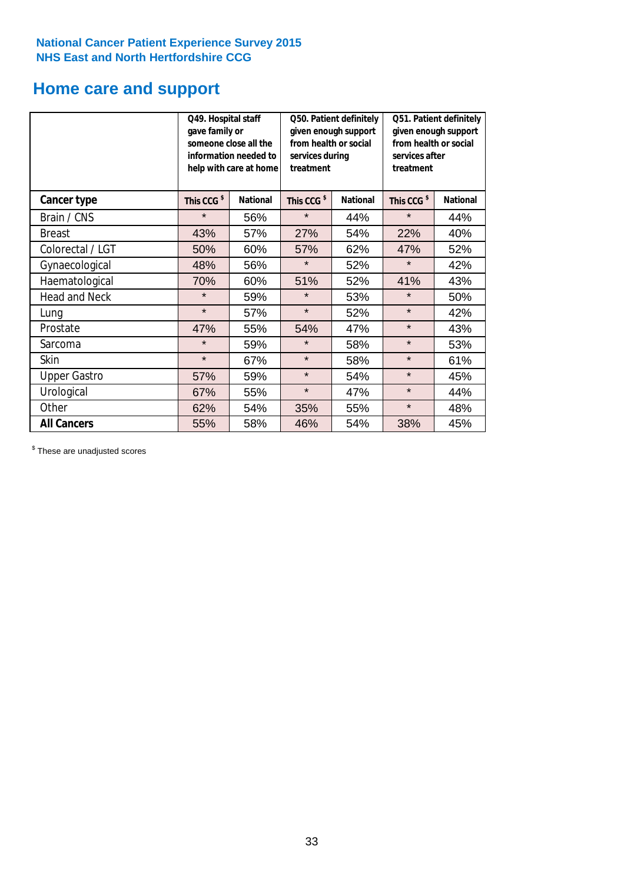National Cancer Patient Experience Survey 2015
NHS East and North Hertfordshire CCG

# Home care and support

| | Q49. Hospital staff gave family or someone close all the information needed to help with care at home | | Q50. Patient definitely given enough support from health or social services during treatment | | Q51. Patient definitely given enough support from health or social services after treatment | |
|---|---|---|---|---|---|---|
| **Cancer type** | This CCG $ | National | This CCG $ | National | This CCG $ | National |
| Brain / CNS | * | 56% | * | 44% | * | 44% |
| Breast | 43% | 57% | 27% | 54% | 22% | 40% |
| Colorectal / LGT | 50% | 60% | 57% | 62% | 47% | 52% |
| Gynaecological | 48% | 56% | * | 52% | * | 42% |
| Haematological | 70% | 60% | 51% | 52% | 41% | 43% |
| Head and Neck | * | 59% | * | 53% | * | 50% |
| Lung | * | 57% | * | 52% | * | 42% |
| Prostate | 47% | 55% | 54% | 47% | * | 43% |
| Sarcoma | * | 59% | * | 58% | * | 53% |
| Skin | * | 67% | * | 58% | * | 61% |
| Upper Gastro | 57% | 59% | * | 54% | * | 45% |
| Urological | 67% | 55% | * | 47% | * | 44% |
| Other | 62% | 54% | 35% | 55% | * | 48% |
| **All Cancers** | 55% | 58% | 46% | 54% | 38% | 45% |

$ These are unadjusted scores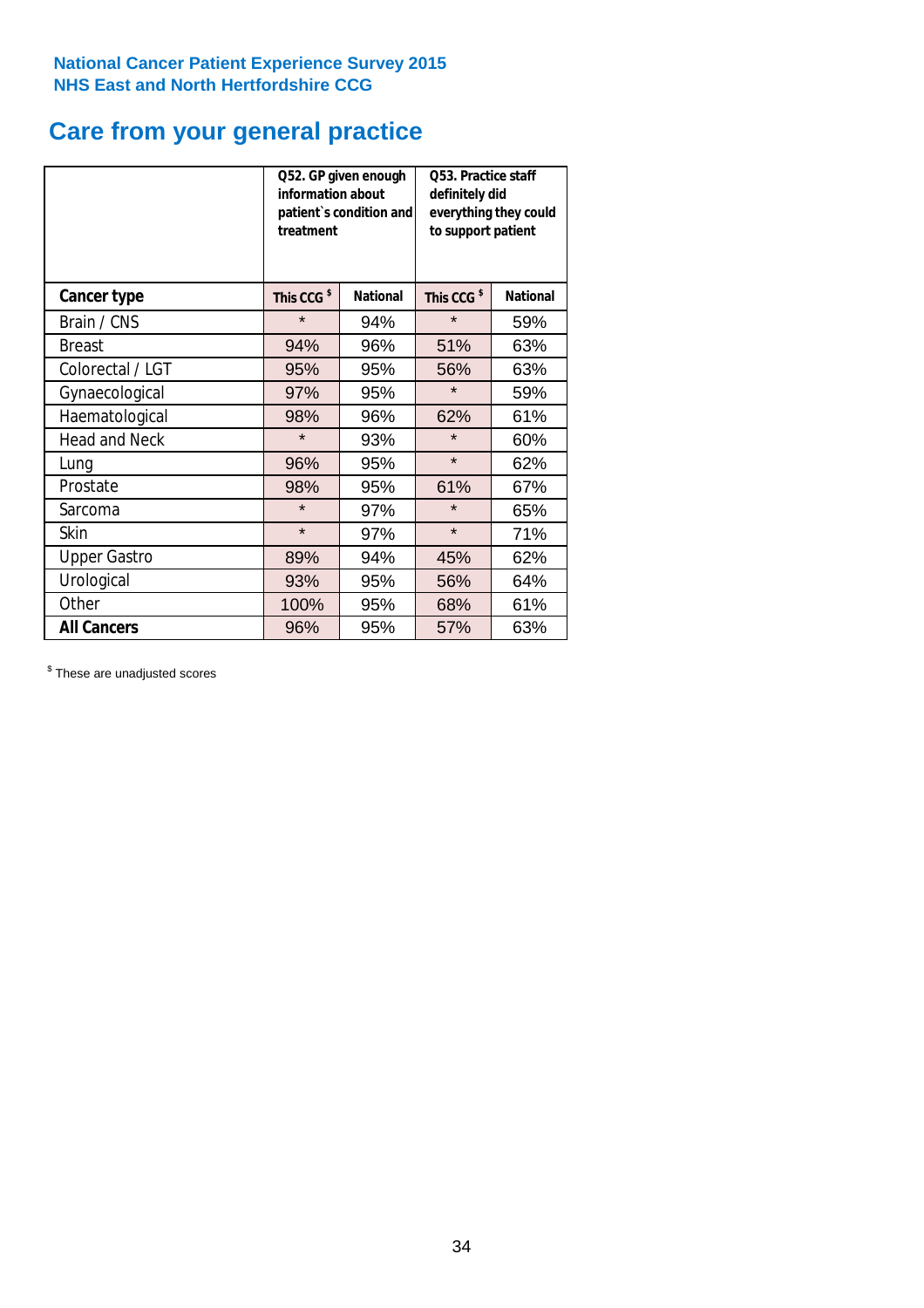National Cancer Patient Experience Survey 2015
NHS East and North Hertfordshire CCG

# Care from your general practice

| | Q52. GP given enough information about patient`s condition and treatment | | Q53. Practice staff definitely did everything they could to support patient | |
|---|---|---|---|---|
| **Cancer type** | This CCG $ | National | This CCG $ | National |
| Brain / CNS | * | 94% | * | 59% |
| Breast | 94% | 96% | 51% | 63% |
| Colorectal / LGT | 95% | 95% | 56% | 63% |
| Gynaecological | 97% | 95% | * | 59% |
| Haematological | 98% | 96% | 62% | 61% |
| Head and Neck | * | 93% | * | 60% |
| Lung | 96% | 95% | * | 62% |
| Prostate | 98% | 95% | 61% | 67% |
| Sarcoma | * | 97% | * | 65% |
| Skin | * | 97% | * | 71% |
| Upper Gastro | 89% | 94% | 45% | 62% |
| Urological | 93% | 95% | 56% | 64% |
| Other | 100% | 95% | 68% | 61% |
| **All Cancers** | 96% | 95% | 57% | 63% |

$ These are unadjusted scores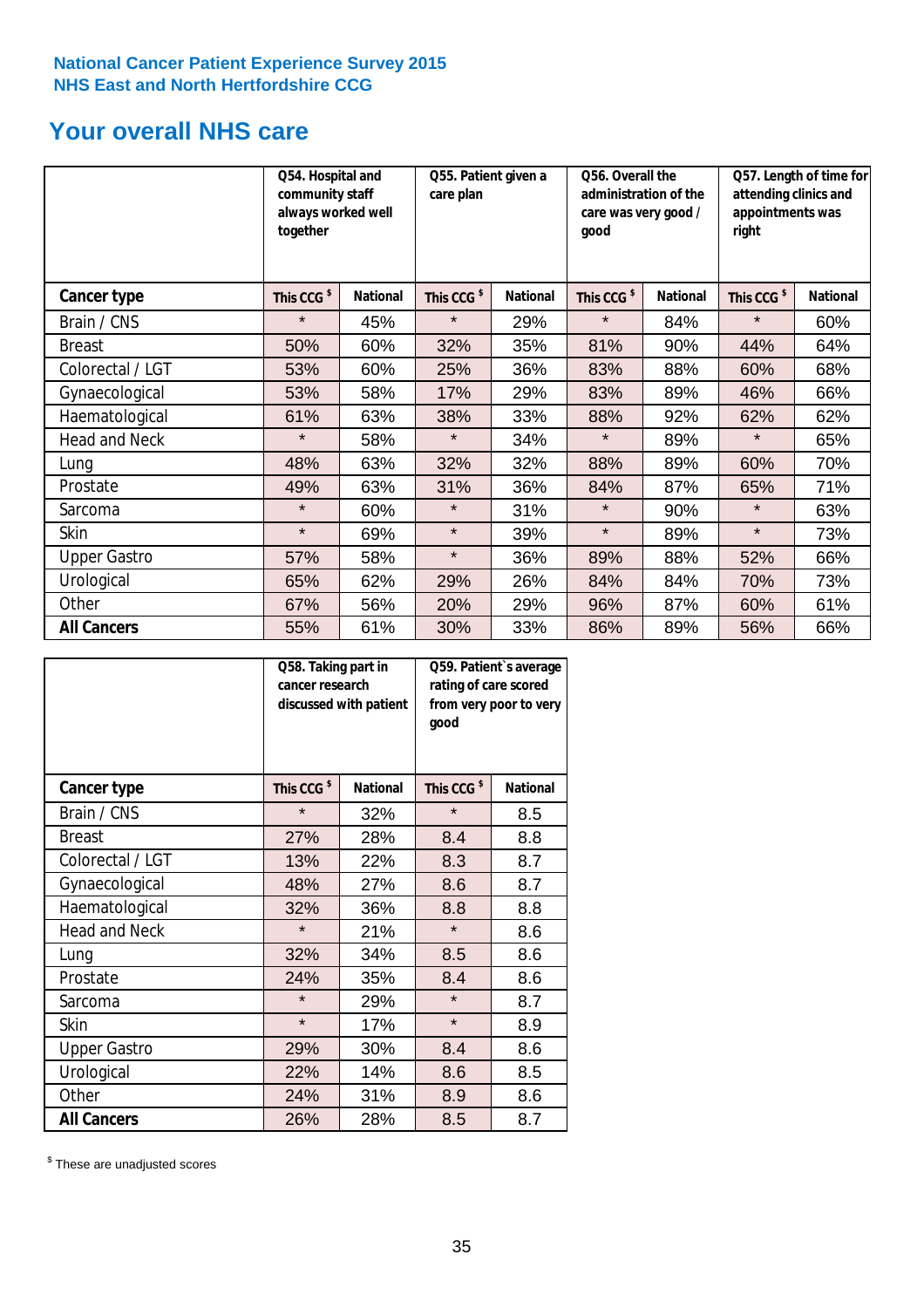National Cancer Patient Experience Survey 2015
NHS East and North Hertfordshire CCG

## Your overall NHS care

| | Q54. Hospital and community staff always worked well together | | Q55. Patient given a care plan | | Q56. Overall the administration of the care was very good / good | | Q57. Length of time for attending clinics and appointments was right | |
|---|---|---|---|---|---|---|---|---|
| **Cancer type** | This CCG $ | National | This CCG $ | National | This CCG $ | National | This CCG $ | National |
| Brain / CNS | * | 45% | * | 29% | * | 84% | * | 60% |
| Breast | 50% | 60% | 32% | 35% | 81% | 90% | 44% | 64% |
| Colorectal / LGT | 53% | 60% | 25% | 36% | 83% | 88% | 60% | 68% |
| Gynaecological | 53% | 58% | 17% | 29% | 83% | 89% | 46% | 66% |
| Haematological | 61% | 63% | 38% | 33% | 88% | 92% | 62% | 62% |
| Head and Neck | * | 58% | * | 34% | * | 89% | * | 65% |
| Lung | 48% | 63% | 32% | 32% | 88% | 89% | 60% | 70% |
| Prostate | 49% | 63% | 31% | 36% | 84% | 87% | 65% | 71% |
| Sarcoma | * | 60% | * | 31% | * | 90% | * | 63% |
| Skin | * | 69% | * | 39% | * | 89% | * | 73% |
| Upper Gastro | 57% | 58% | * | 36% | 89% | 88% | 52% | 66% |
| Urological | 65% | 62% | 29% | 26% | 84% | 84% | 70% | 73% |
| Other | 67% | 56% | 20% | 29% | 96% | 87% | 60% | 61% |
| **All Cancers** | 55% | 61% | 30% | 33% | 86% | 89% | 56% | 66% |

| | Q58. Taking part in cancer research discussed with patient | | Q59. Patient`s average rating of care scored from very poor to very good | |
|---|---|---|---|---|
| **Cancer type** | This CCG $ | National | This CCG $ | National |
| Brain / CNS | * | 32% | * | 8.5 |
| Breast | 27% | 28% | 8.4 | 8.8 |
| Colorectal / LGT | 13% | 22% | 8.3 | 8.7 |
| Gynaecological | 48% | 27% | 8.6 | 8.7 |
| Haematological | 32% | 36% | 8.8 | 8.8 |
| Head and Neck | * | 21% | * | 8.6 |
| Lung | 32% | 34% | 8.5 | 8.6 |
| Prostate | 24% | 35% | 8.4 | 8.6 |
| Sarcoma | * | 29% | * | 8.7 |
| Skin | * | 17% | * | 8.9 |
| Upper Gastro | 29% | 30% | 8.4 | 8.6 |
| Urological | 22% | 14% | 8.6 | 8.5 |
| Other | 24% | 31% | 8.9 | 8.6 |
| **All Cancers** | 26% | 28% | 8.5 | 8.7 |

$ These are unadjusted scores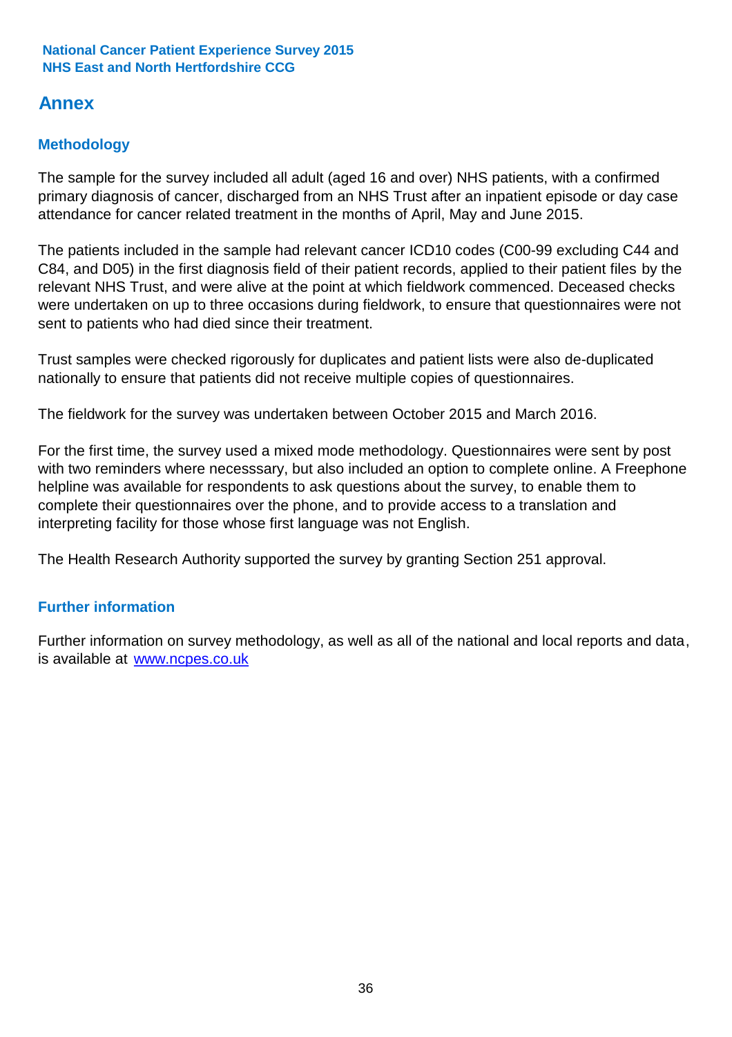# Annex

## Methodology

The sample for the survey included all adult (aged 16 and over) NHS patients, with a confirmed primary diagnosis of cancer, discharged from an NHS Trust after an inpatient episode or day case attendance for cancer related treatment in the months of April, May and June 2015.

The patients included in the sample had relevant cancer ICD10 codes (C00-99 excluding C44 and C84, and D05) in the first diagnosis field of their patient records, applied to their patient files by the relevant NHS Trust, and were alive at the point at which fieldwork commenced. Deceased checks were undertaken on up to three occasions during fieldwork, to ensure that questionnaires were not sent to patients who had died since their treatment.

Trust samples were checked rigorously for duplicates and patient lists were also de-duplicated nationally to ensure that patients did not receive multiple copies of questionnaires.

The fieldwork for the survey was undertaken between October 2015 and March 2016.

For the first time, the survey used a mixed mode methodology. Questionnaires were sent by post with two reminders where necesssary, but also included an option to complete online. A Freephone helpline was available for respondents to ask questions about the survey, to enable them to complete their questionnaires over the phone, and to provide access to a translation and interpreting facility for those whose first language was not English.

The Health Research Authority supported the survey by granting Section 251 approval.

## Further information

Further information on survey methodology, as well as all of the national and local reports and data, is available at [www.ncpes.co.uk](http://www.ncpes.co.uk)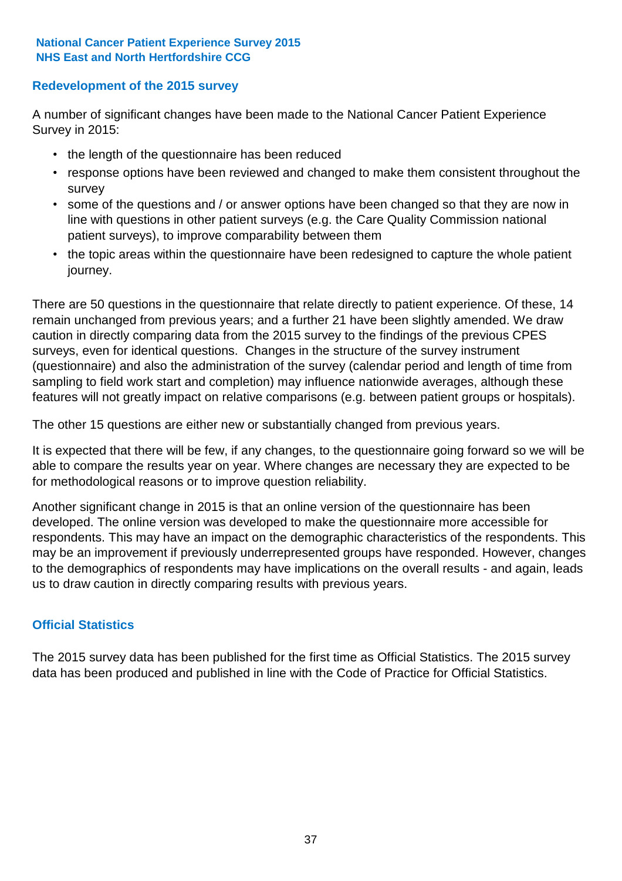## Redevelopment of the 2015 survey

A number of significant changes have been made to the National Cancer Patient Experience Survey in 2015:

- the length of the questionnaire has been reduced
- response options have been reviewed and changed to make them consistent throughout the survey
- some of the questions and / or answer options have been changed so that they are now in line with questions in other patient surveys (e.g. the Care Quality Commission national patient surveys), to improve comparability between them
- the topic areas within the questionnaire have been redesigned to capture the whole patient journey.

There are 50 questions in the questionnaire that relate directly to patient experience. Of these, 14 remain unchanged from previous years; and a further 21 have been slightly amended. We draw caution in directly comparing data from the 2015 survey to the findings of the previous CPES surveys, even for identical questions. Changes in the structure of the survey instrument (questionnaire) and also the administration of the survey (calendar period and length of time from sampling to field work start and completion) may influence nationwide averages, although these features will not greatly impact on relative comparisons (e.g. between patient groups or hospitals).

The other 15 questions are either new or substantially changed from previous years.

It is expected that there will be few, if any changes, to the questionnaire going forward so we will be able to compare the results year on year. Where changes are necessary they are expected to be for methodological reasons or to improve question reliability.

Another significant change in 2015 is that an online version of the questionnaire has been developed. The online version was developed to make the questionnaire more accessible for respondents. This may have an impact on the demographic characteristics of the respondents. This may be an improvement if previously underrepresented groups have responded. However, changes to the demographics of respondents may have implications on the overall results - and again, leads us to draw caution in directly comparing results with previous years.

## Official Statistics

The 2015 survey data has been published for the first time as Official Statistics. The 2015 survey data has been produced and published in line with the Code of Practice for Official Statistics.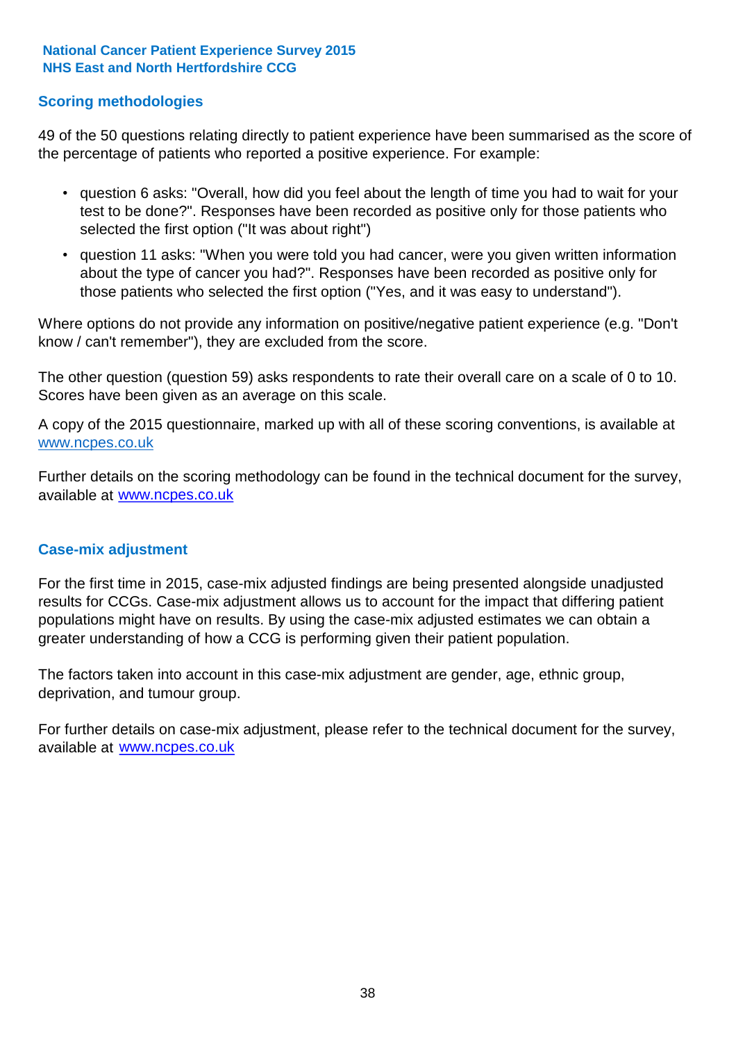## Scoring methodologies

49 of the 50 questions relating directly to patient experience have been summarised as the score of the percentage of patients who reported a positive experience. For example:

- question 6 asks: "Overall, how did you feel about the length of time you had to wait for your test to be done?". Responses have been recorded as positive only for those patients who selected the first option ("It was about right")
- question 11 asks: "When you were told you had cancer, were you given written information about the type of cancer you had?". Responses have been recorded as positive only for those patients who selected the first option ("Yes, and it was easy to understand").

Where options do not provide any information on positive/negative patient experience (e.g. "Don't know / can't remember"), they are excluded from the score.

The other question (question 59) asks respondents to rate their overall care on a scale of 0 to 10. Scores have been given as an average on this scale.

A copy of the 2015 questionnaire, marked up with all of these scoring conventions, is available at www.ncpes.co.uk

Further details on the scoring methodology can be found in the technical document for the survey, available at www.ncpes.co.uk

## Case-mix adjustment

For the first time in 2015, case-mix adjusted findings are being presented alongside unadjusted results for CCGs. Case-mix adjustment allows us to account for the impact that differing patient populations might have on results. By using the case-mix adjusted estimates we can obtain a greater understanding of how a CCG is performing given their patient population.

The factors taken into account in this case-mix adjustment are gender, age, ethnic group, deprivation, and tumour group.

For further details on case-mix adjustment, please refer to the technical document for the survey, available at www.ncpes.co.uk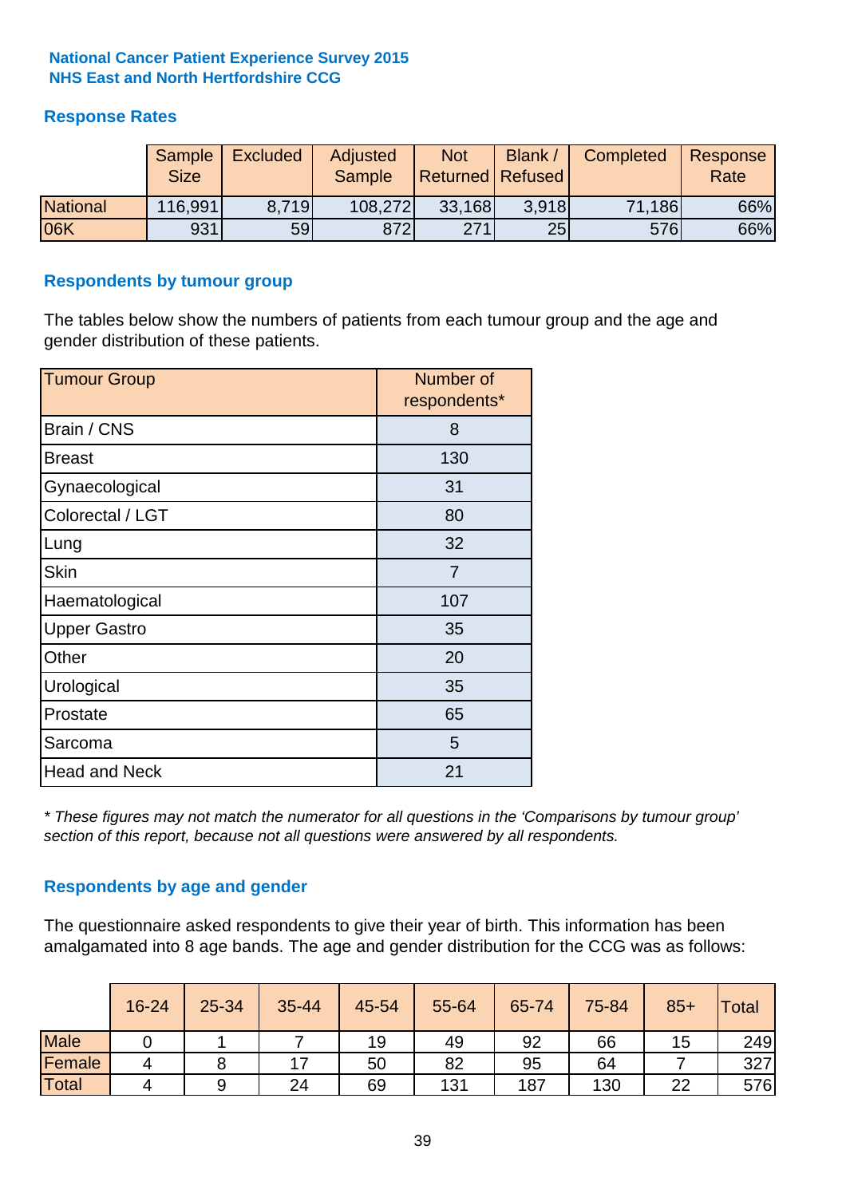**National Cancer Patient Experience Survey 2015**
**NHS East and North Hertfordshire CCG**

## Response Rates

| | Sample Size | Excluded | Adjusted Sample | Not Returned | Blank / Refused | Completed | Response Rate |
|---|---|---|---|---|---|---|---|
| National | 116,991 | 8,719 | 108,272 | 33,168 | 3,918 | 71,186 | 66% |
| 06K | 931 | 59 | 872 | 271 | 25 | 576 | 66% |

## Respondents by tumour group

The tables below show the numbers of patients from each tumour group and the age and gender distribution of these patients.

| Tumour Group | Number of respondents* |
|---|---|
| Brain / CNS | 8 |
| Breast | 130 |
| Gynaecological | 31 |
| Colorectal / LGT | 80 |
| Lung | 32 |
| Skin | 7 |
| Haematological | 107 |
| Upper Gastro | 35 |
| Other | 20 |
| Urological | 35 |
| Prostate | 65 |
| Sarcoma | 5 |
| Head and Neck | 21 |

*\* These figures may not match the numerator for all questions in the 'Comparisons by tumour group' section of this report, because not all questions were answered by all respondents.*

## Respondents by age and gender

The questionnaire asked respondents to give their year of birth. This information has been amalgamated into 8 age bands. The age and gender distribution for the CCG was as follows:

| | 16-24 | 25-34 | 35-44 | 45-54 | 55-64 | 65-74 | 75-84 | 85+ | Total |
|---|---|---|---|---|---|---|---|---|---|
| Male | 0 | 1 | 7 | 19 | 49 | 92 | 66 | 15 | 249 |
| Female | 4 | 8 | 17 | 50 | 82 | 95 | 64 | 7 | 327 |
| Total | 4 | 9 | 24 | 69 | 131 | 187 | 130 | 22 | 576 |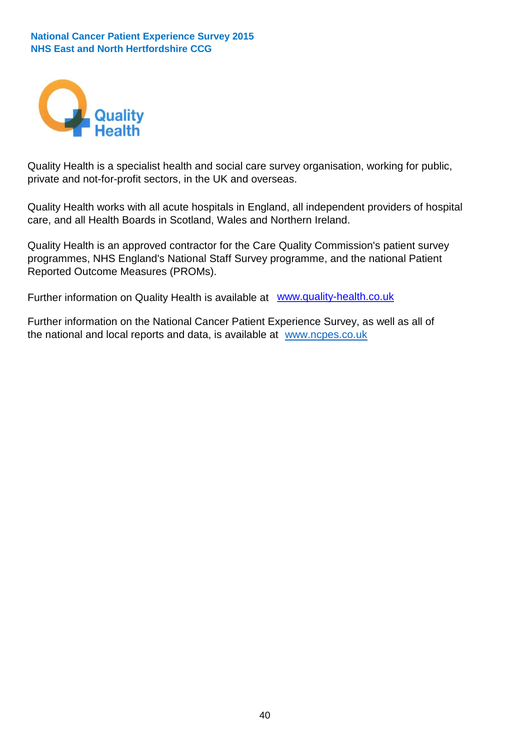National Cancer Patient Experience Survey 2015
NHS East and North Hertfordshire CCG

Quality Health

Quality Health is a specialist health and social care survey organisation, working for public, private and not-for-profit sectors, in the UK and overseas.

Quality Health works with all acute hospitals in England, all independent providers of hospital care, and all Health Boards in Scotland, Wales and Northern Ireland.

Quality Health is an approved contractor for the Care Quality Commission's patient survey programmes, NHS England's National Staff Survey programme, and the national Patient Reported Outcome Measures (PROMs).

Further information on Quality Health is available at www.quality-health.co.uk

Further information on the National Cancer Patient Experience Survey, as well as all of the national and local reports and data, is available at www.ncpes.co.uk